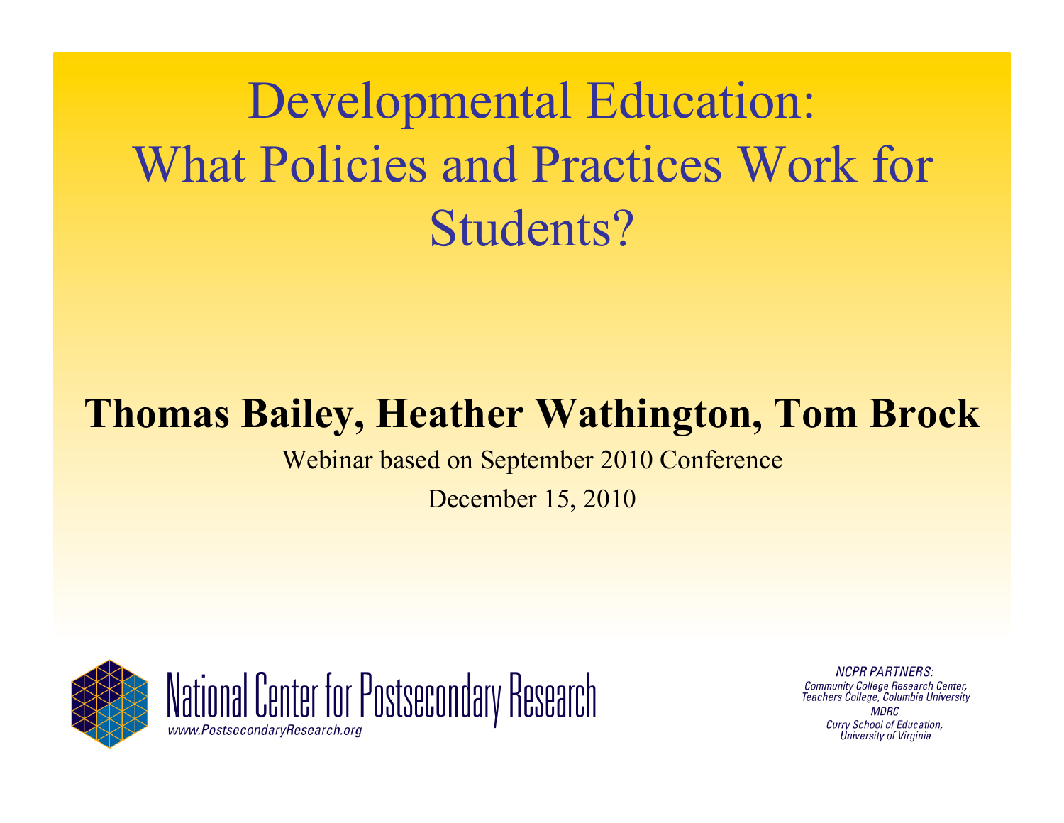# Developmental Education: What Policies and Practices Work for Students?

**Thomas Bailey, Heather Wathington, Tom Brock**

Webinar based on September 2010 Conference

December 15, 2010

National Center for Postsecondary Research

www.PostsecondaryResearch.org

*NCPR PARTNERS:*
*Community College Research Center, Teachers College, Columbia University*
*MDRC*
*Curry School of Education, University of Virginia*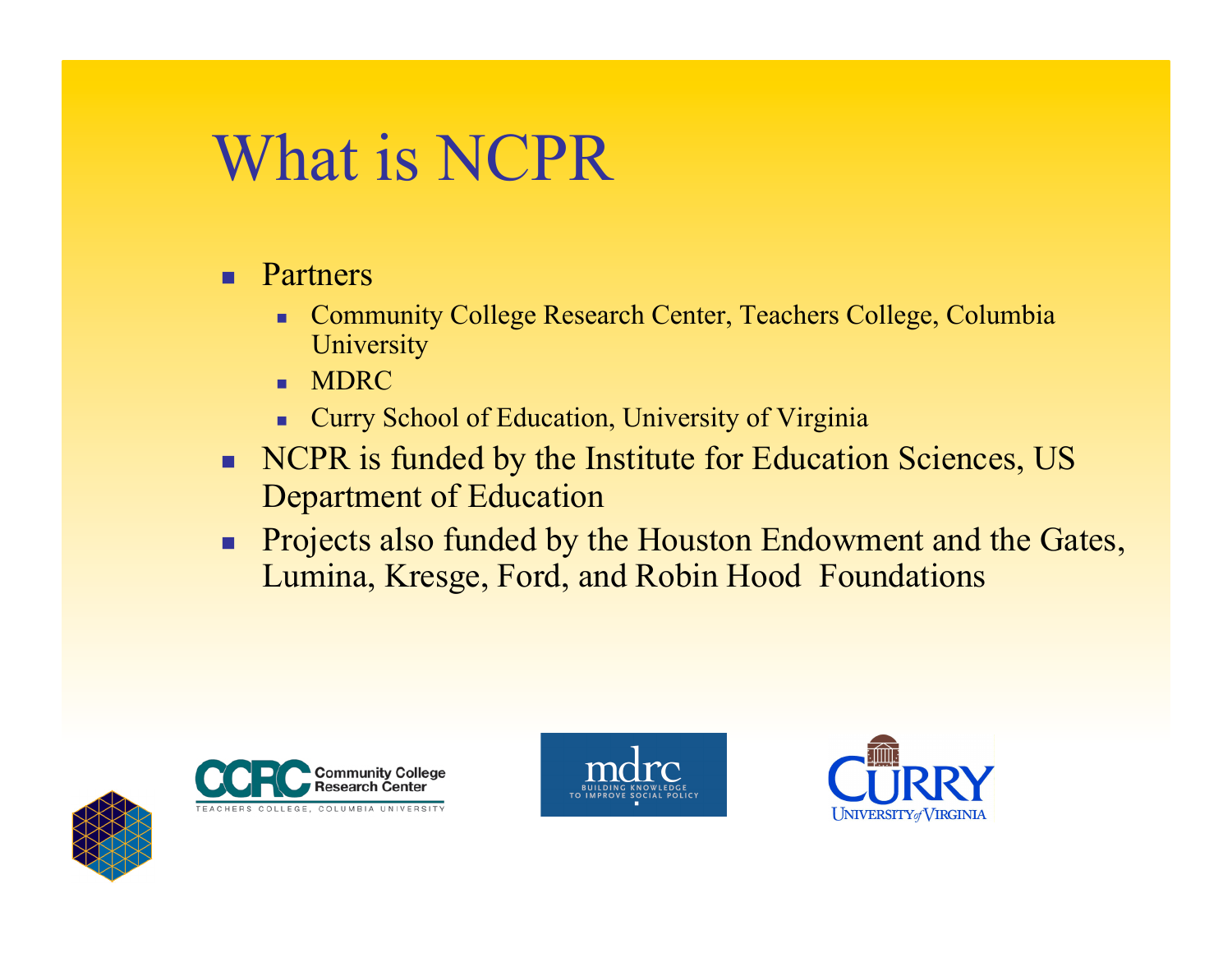# What is NCPR

- Partners
  - Community College Research Center, Teachers College, Columbia University
  - MDRC
  - Curry School of Education, University of Virginia
- NCPR is funded by the Institute for Education Sciences, US Department of Education
- Projects also funded by the Houston Endowment and the Gates, Lumina, Kresge, Ford, and Robin Hood Foundations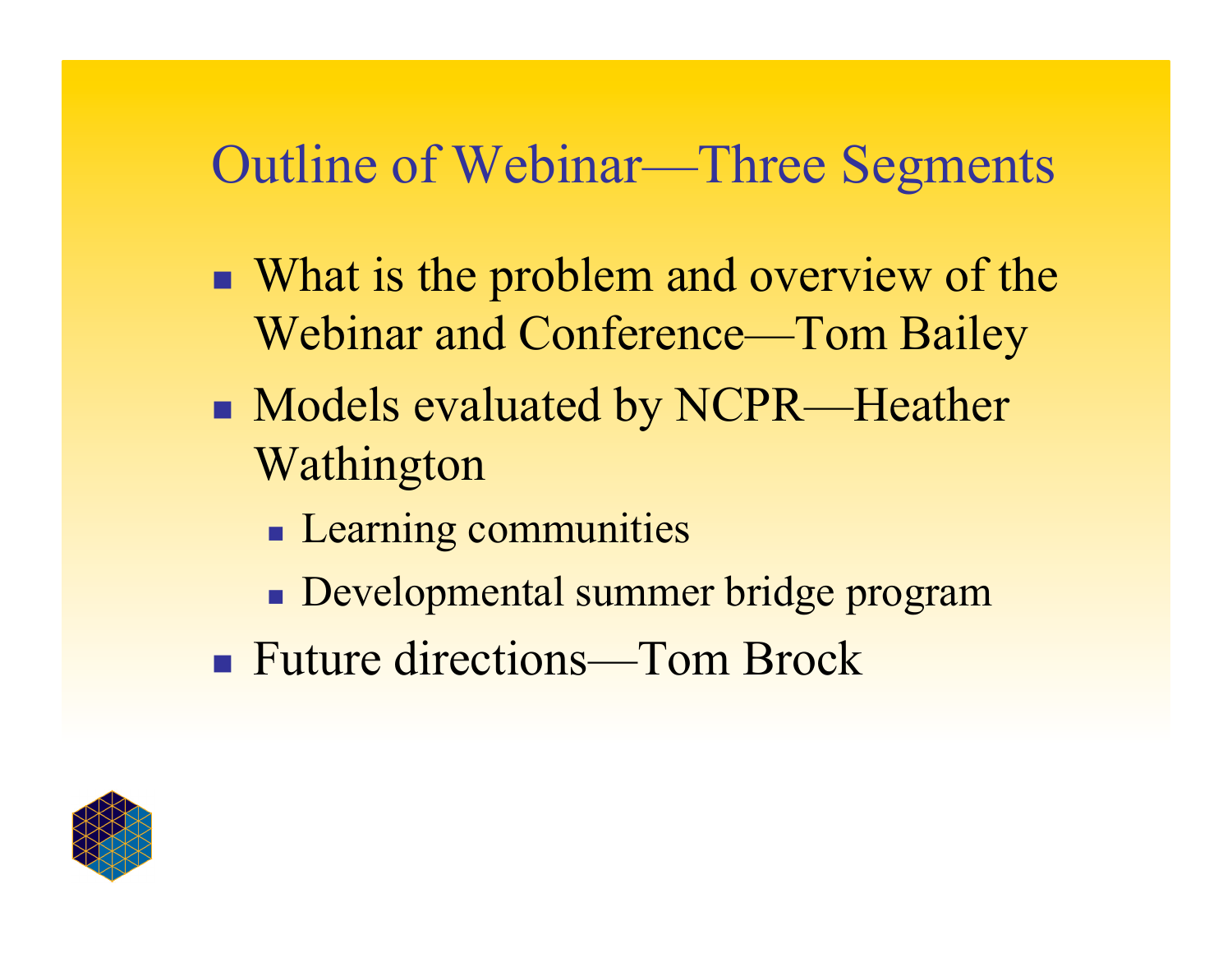# Outline of Webinar—Three Segments

- What is the problem and overview of the Webinar and Conference—Tom Bailey
- Models evaluated by NCPR—Heather Wathington
  - Learning communities
  - Developmental summer bridge program
- Future directions—Tom Brock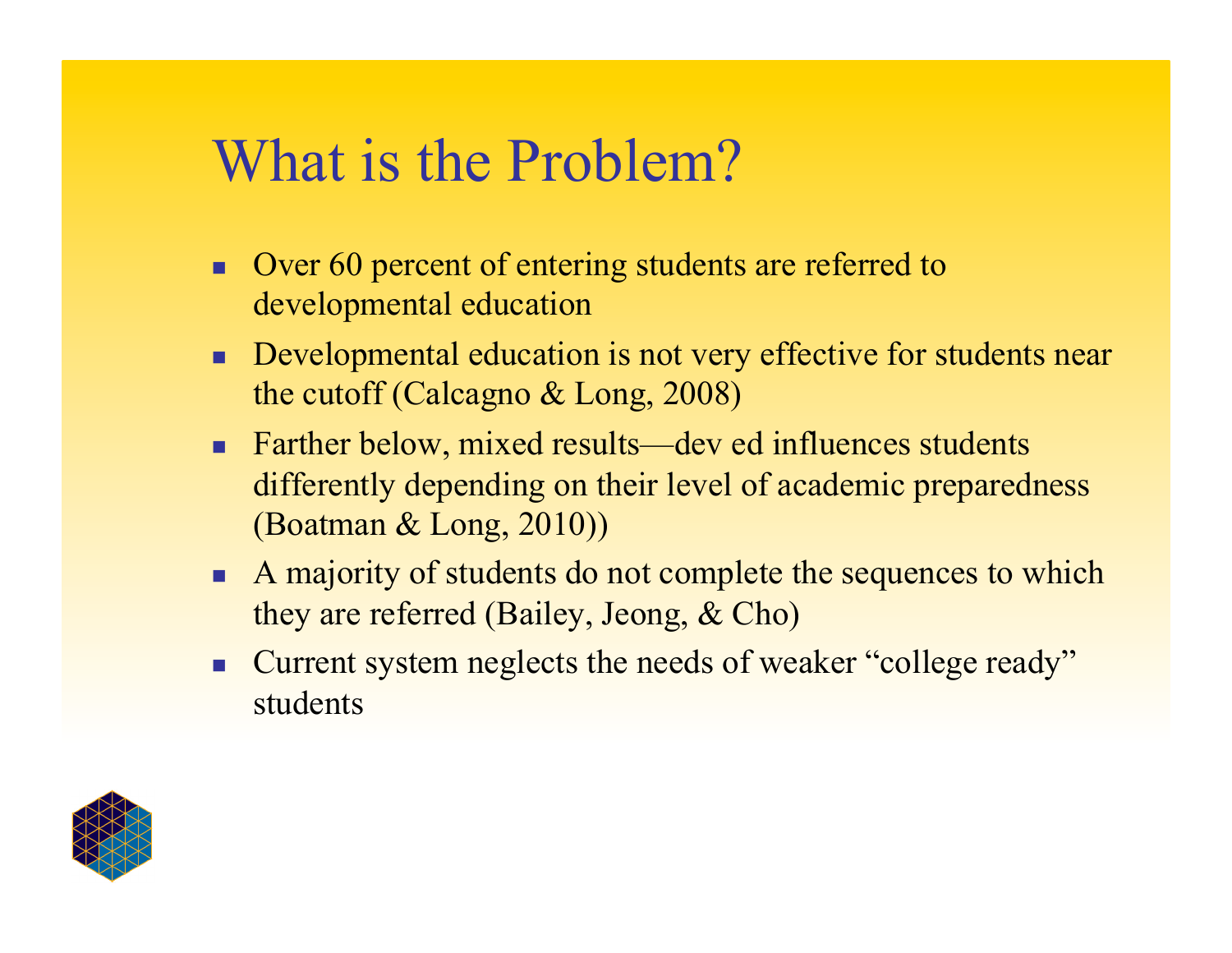# What is the Problem?

- Over 60 percent of entering students are referred to developmental education
- Developmental education is not very effective for students near the cutoff (Calcagno & Long, 2008)
- Farther below, mixed results—dev ed influences students differently depending on their level of academic preparedness (Boatman & Long, 2010))
- A majority of students do not complete the sequences to which they are referred (Bailey, Jeong, & Cho)
- Current system neglects the needs of weaker "college ready" students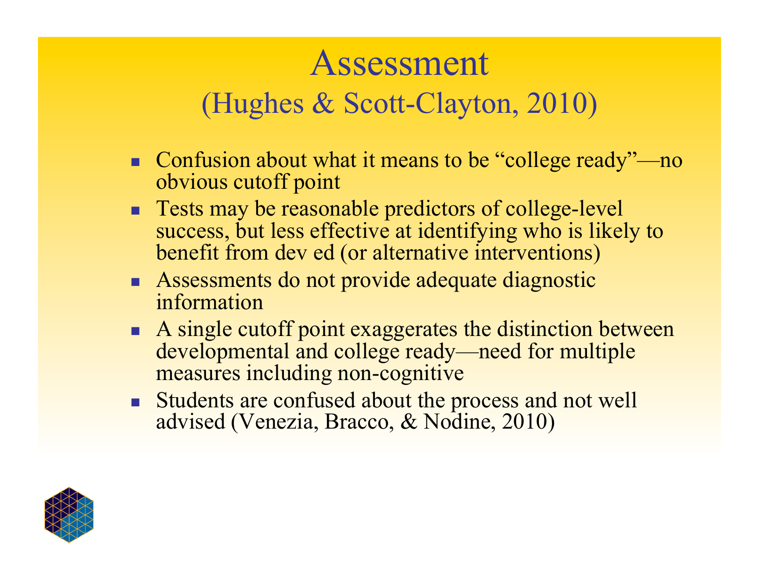# Assessment
## (Hughes & Scott-Clayton, 2010)

- Confusion about what it means to be "college ready"—no obvious cutoff point
- Tests may be reasonable predictors of college-level success, but less effective at identifying who is likely to benefit from dev ed (or alternative interventions)
- Assessments do not provide adequate diagnostic information
- A single cutoff point exaggerates the distinction between developmental and college ready—need for multiple measures including non-cognitive
- Students are confused about the process and not well advised (Venezia, Bracco, & Nodine, 2010)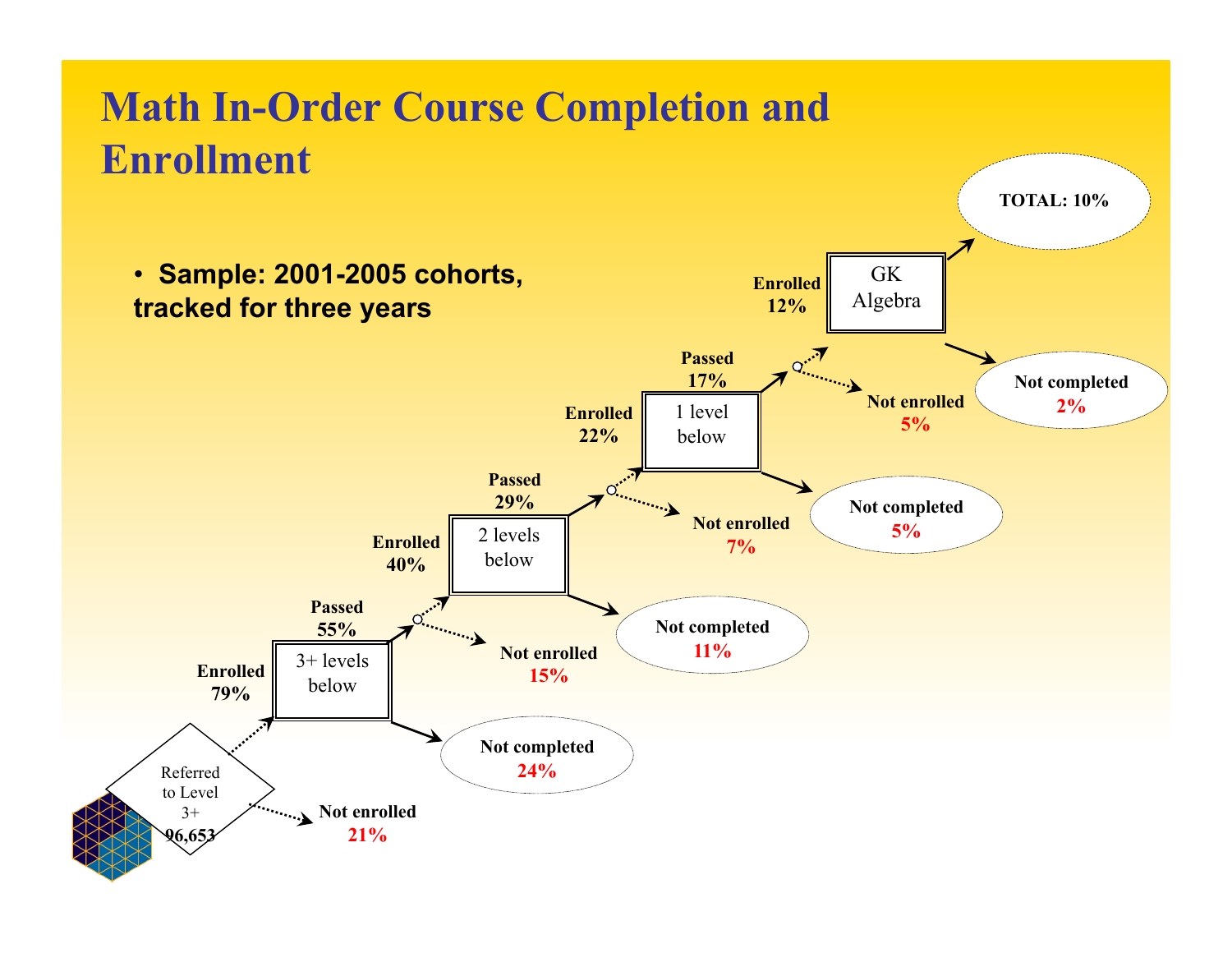# Math In-Order Course Completion and Enrollment

- **Sample: 2001-2005 cohorts, tracked for three years**

Referred to Level 3+
**96,653**

**Not enrolled**
**21%**

**Enrolled**
**79%**

3+ levels below

**Not completed**
**24%**

**Passed**
**55%**

**Not enrolled**
**15%**

**Enrolled**
**40%**

2 levels below

**Not completed**
**11%**

**Passed**
**29%**

**Not enrolled**
**7%**

**Enrolled**
**22%**

1 level below

**Not completed**
**5%**

**Passed**
**17%**

**Not enrolled**
**5%**

**Enrolled**
**12%**

GK Algebra

**Not completed**
**2%**

**TOTAL: 10%**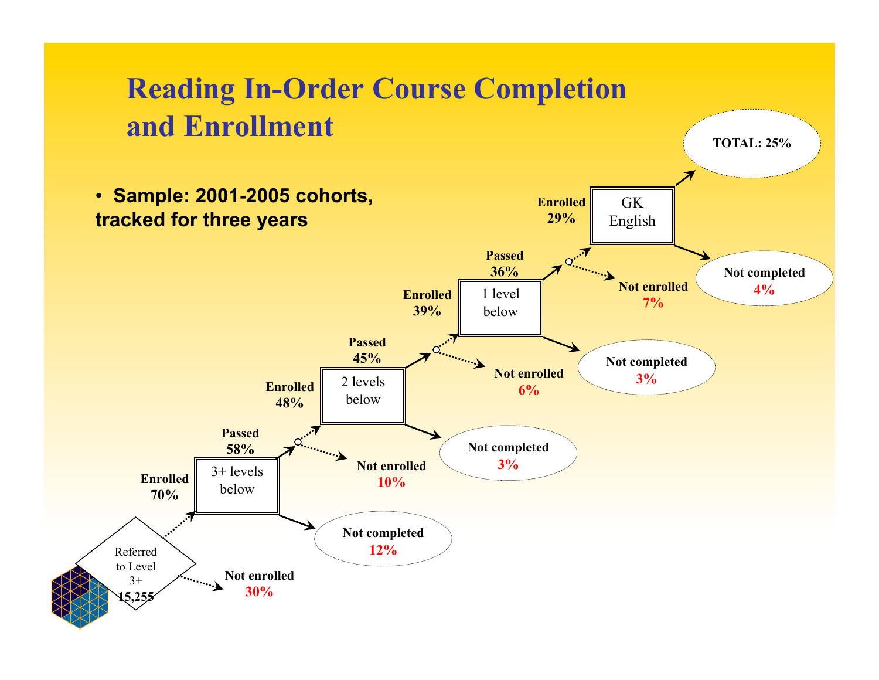# Reading In-Order Course Completion and Enrollment

- **Sample: 2001-2005 cohorts, tracked for three years**

Referred to Level 3+ **15,255**

**Enrolled 70%** → 3+ levels below — **Not enrolled 30%**

**Passed 58%** — **Not completed 12%**

**Enrolled 48%** → 2 levels below — **Not enrolled 10%**

**Passed 45%** — **Not completed 3%**

**Enrolled 39%** → 1 level below — **Not enrolled 6%**

**Passed 36%** — **Not completed 3%**

**Enrolled 29%** → GK English — **Not enrolled 7%**

**Not completed 4%**

**TOTAL: 25%**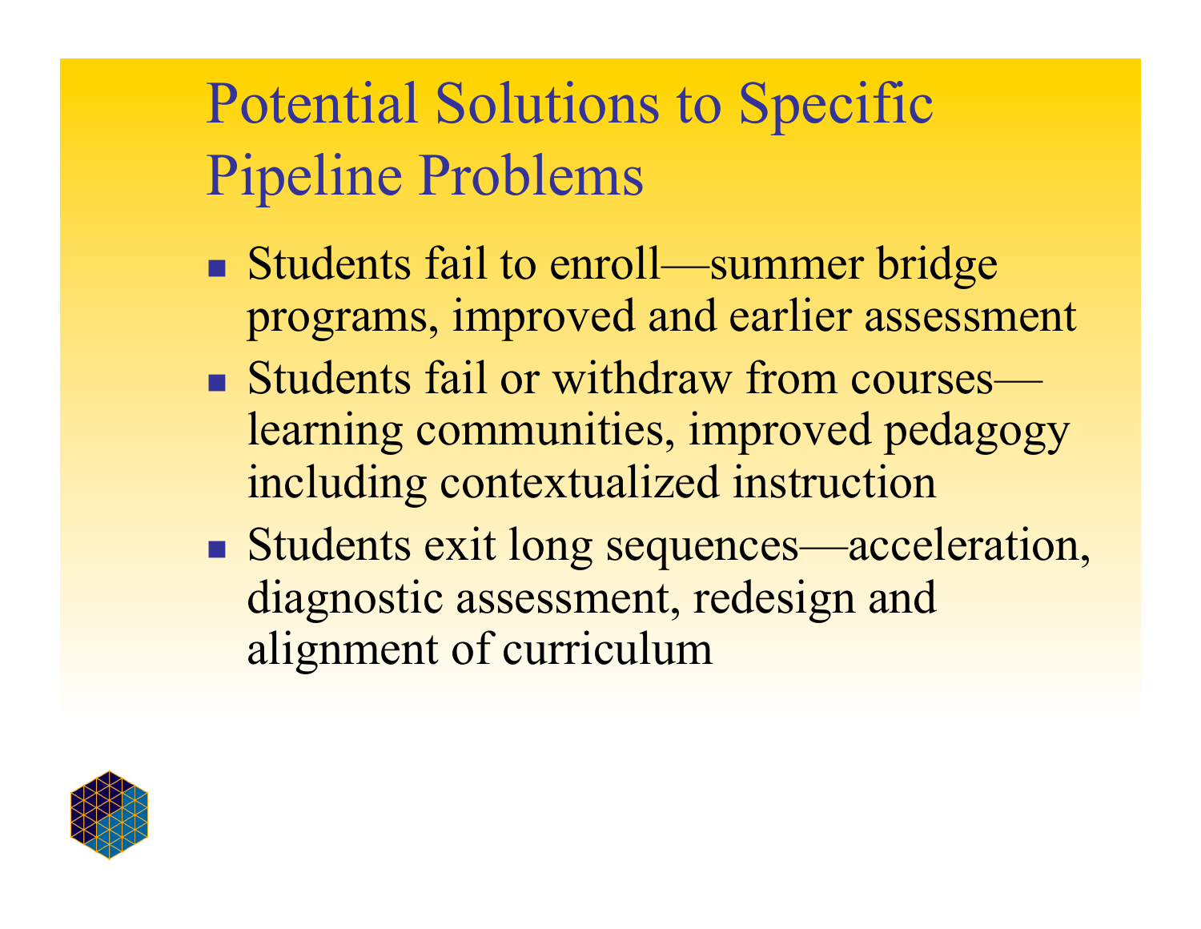# Potential Solutions to Specific Pipeline Problems

- Students fail to enroll—summer bridge programs, improved and earlier assessment
- Students fail or withdraw from courses—learning communities, improved pedagogy including contextualized instruction
- Students exit long sequences—acceleration, diagnostic assessment, redesign and alignment of curriculum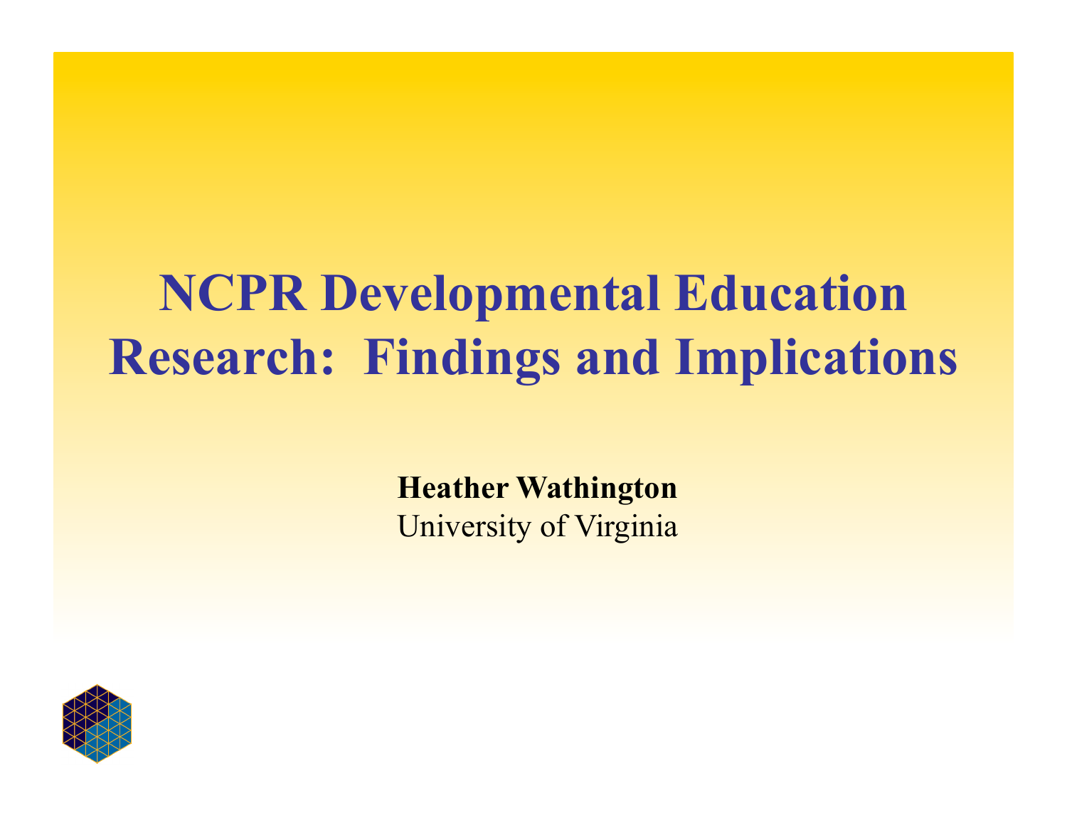# NCPR Developmental Education Research: Findings and Implications

**Heather Wathington**

University of Virginia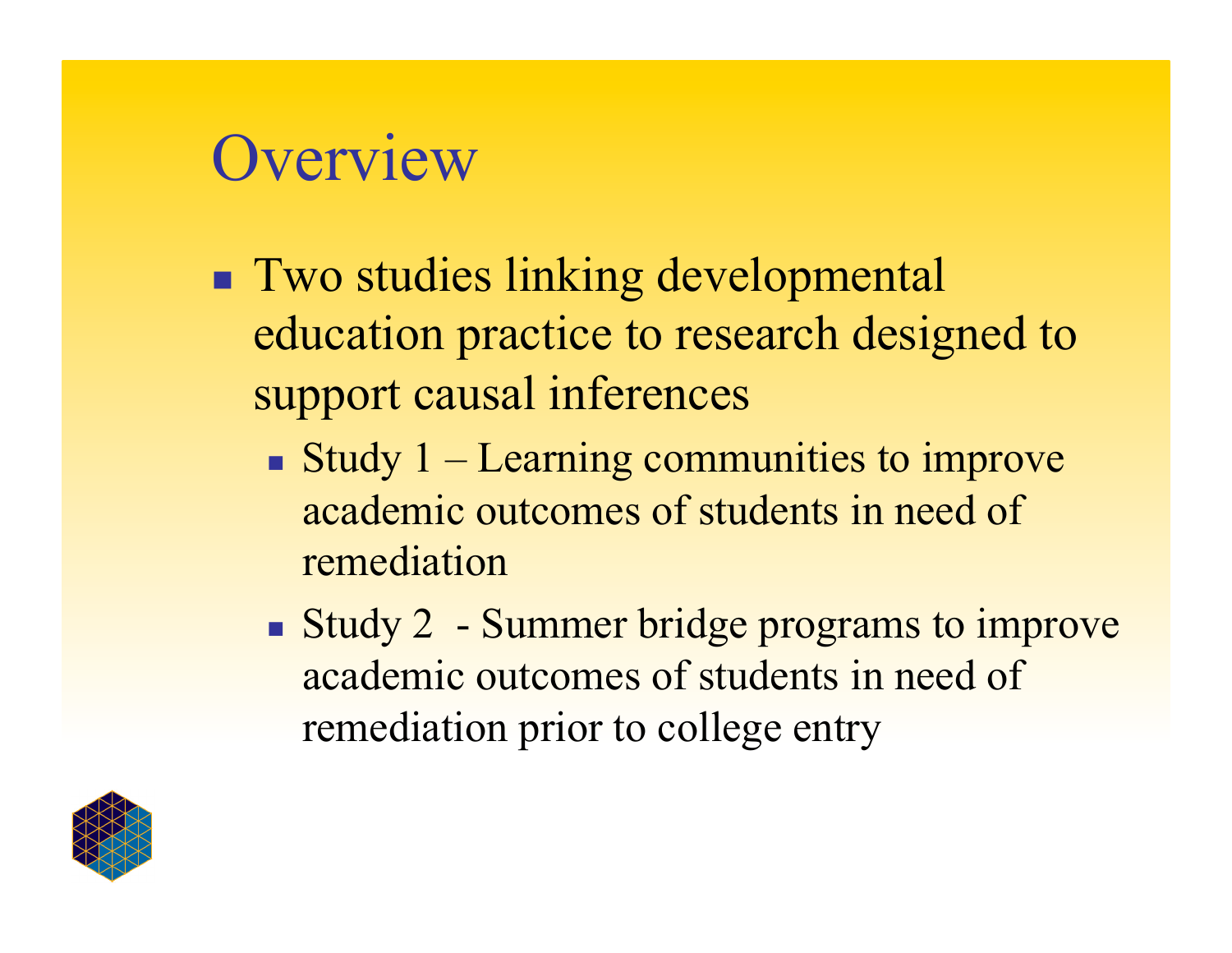# Overview

- Two studies linking developmental education practice to research designed to support causal inferences
  - Study 1 – Learning communities to improve academic outcomes of students in need of remediation
  - Study 2 - Summer bridge programs to improve academic outcomes of students in need of remediation prior to college entry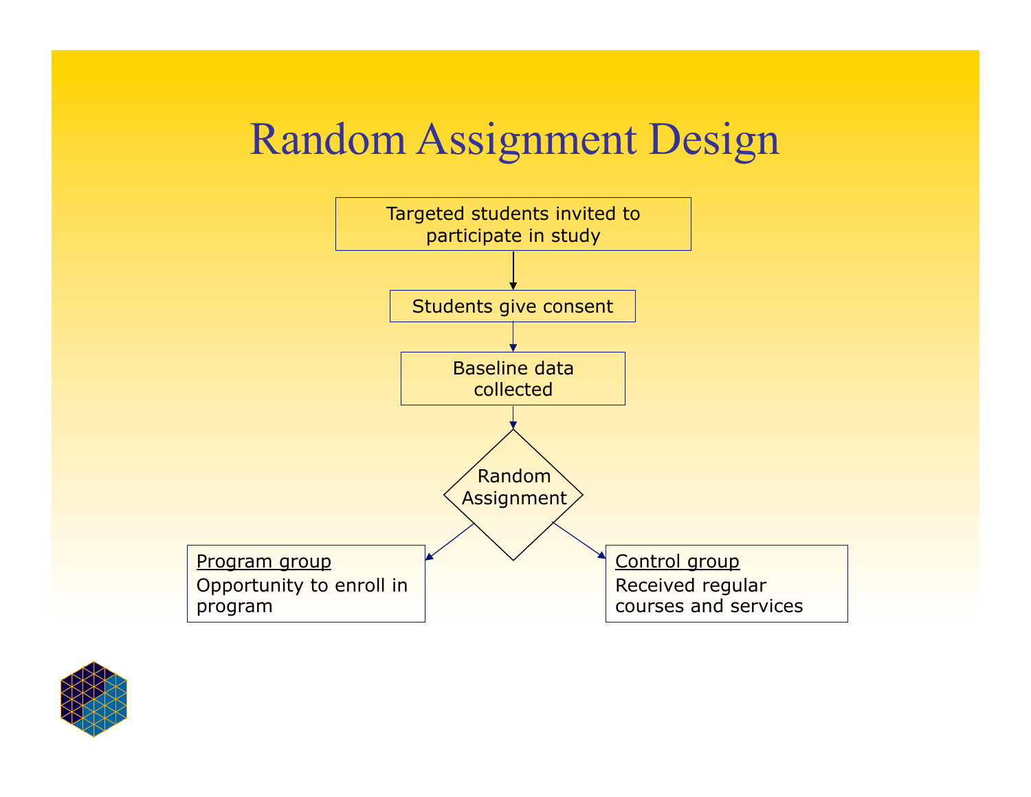# Random Assignment Design

Targeted students invited to participate in study

↓

Students give consent

↓

Baseline data collected

↓

Random Assignment

- Program group
  - Opportunity to enroll in program
- Control group
  - Received regular courses and services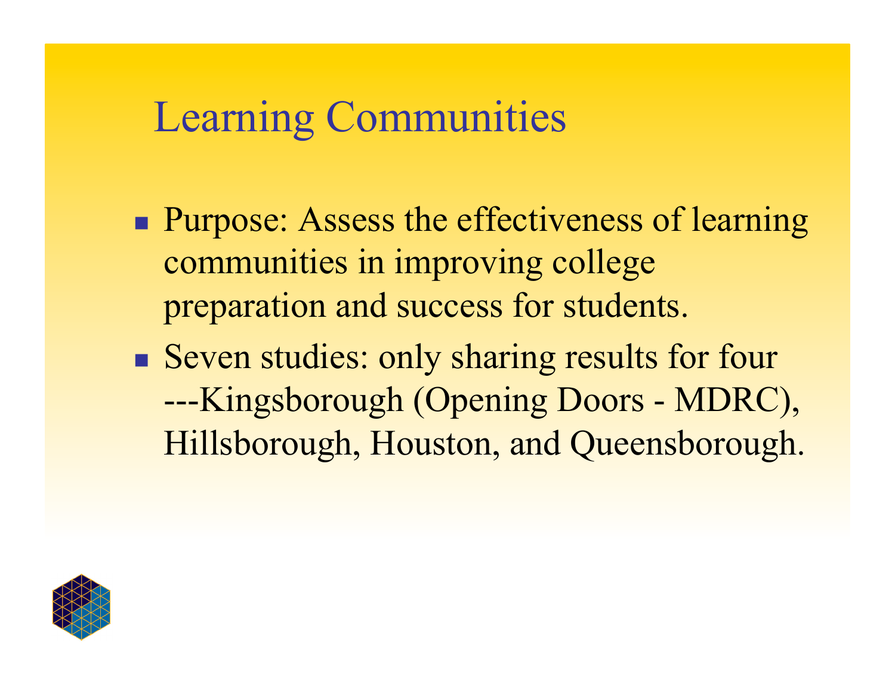# Learning Communities

- Purpose: Assess the effectiveness of learning communities in improving college preparation and success for students.
- Seven studies: only sharing results for four ---Kingsborough (Opening Doors - MDRC), Hillsborough, Houston, and Queensborough.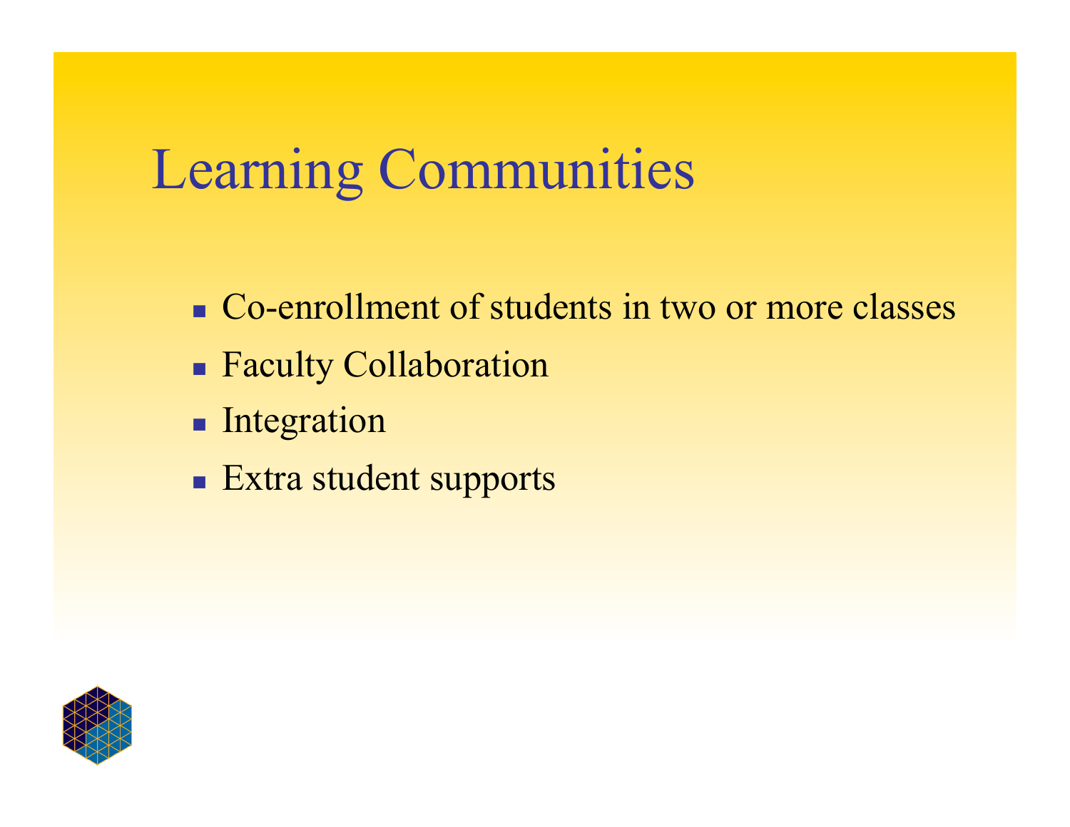# Learning Communities

- Co-enrollment of students in two or more classes
- Faculty Collaboration
- Integration
- Extra student supports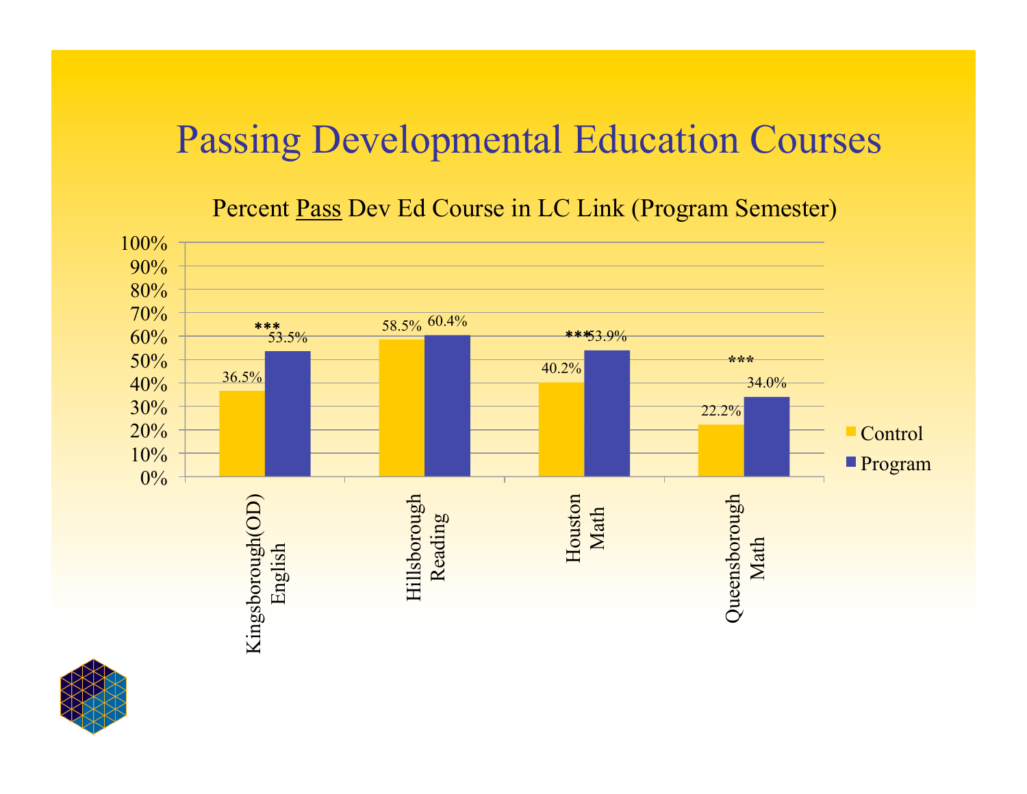# Passing Developmental Education Courses

Percent Pass Dev Ed Course in LC Link (Program Semester)

| | Control | Program |
|---|---|---|
| Kingsborough(OD) English | 36.5% | 53.5% *** |
| Hillsborough Reading | 58.5% | 60.4% |
| Houston Math | 40.2% | 53.9% *** |
| Queensborough Math | 22.2% | 34.0% *** |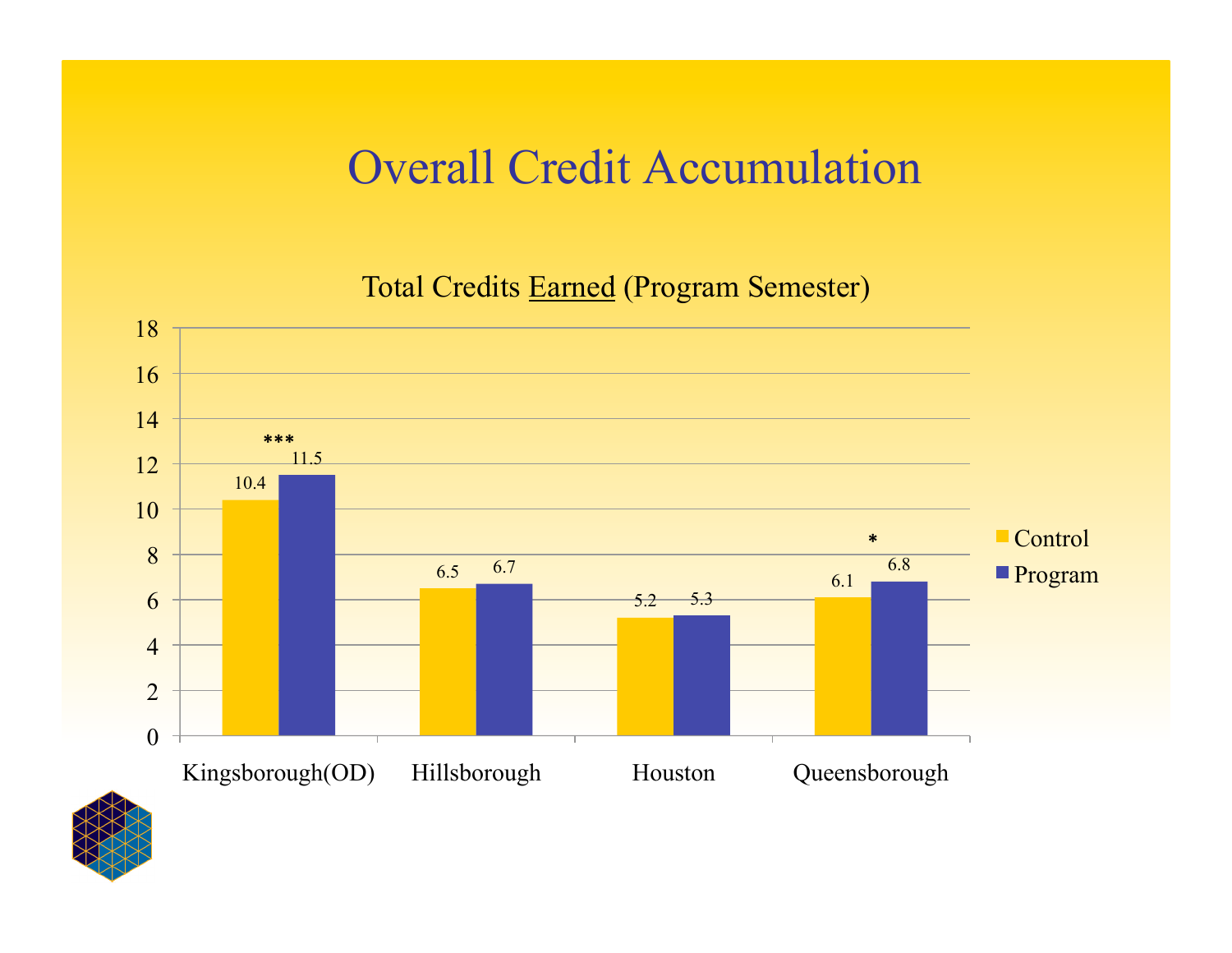# Overall Credit Accumulation

Total Credits Earned (Program Semester)

| | Control | Program |
|---|---|---|
| Kingsborough(OD) | 10.4 | 11.5 *** |
| Hillsborough | 6.5 | 6.7 |
| Houston | 5.2 | 5.3 |
| Queensborough | 6.1 | 6.8 * |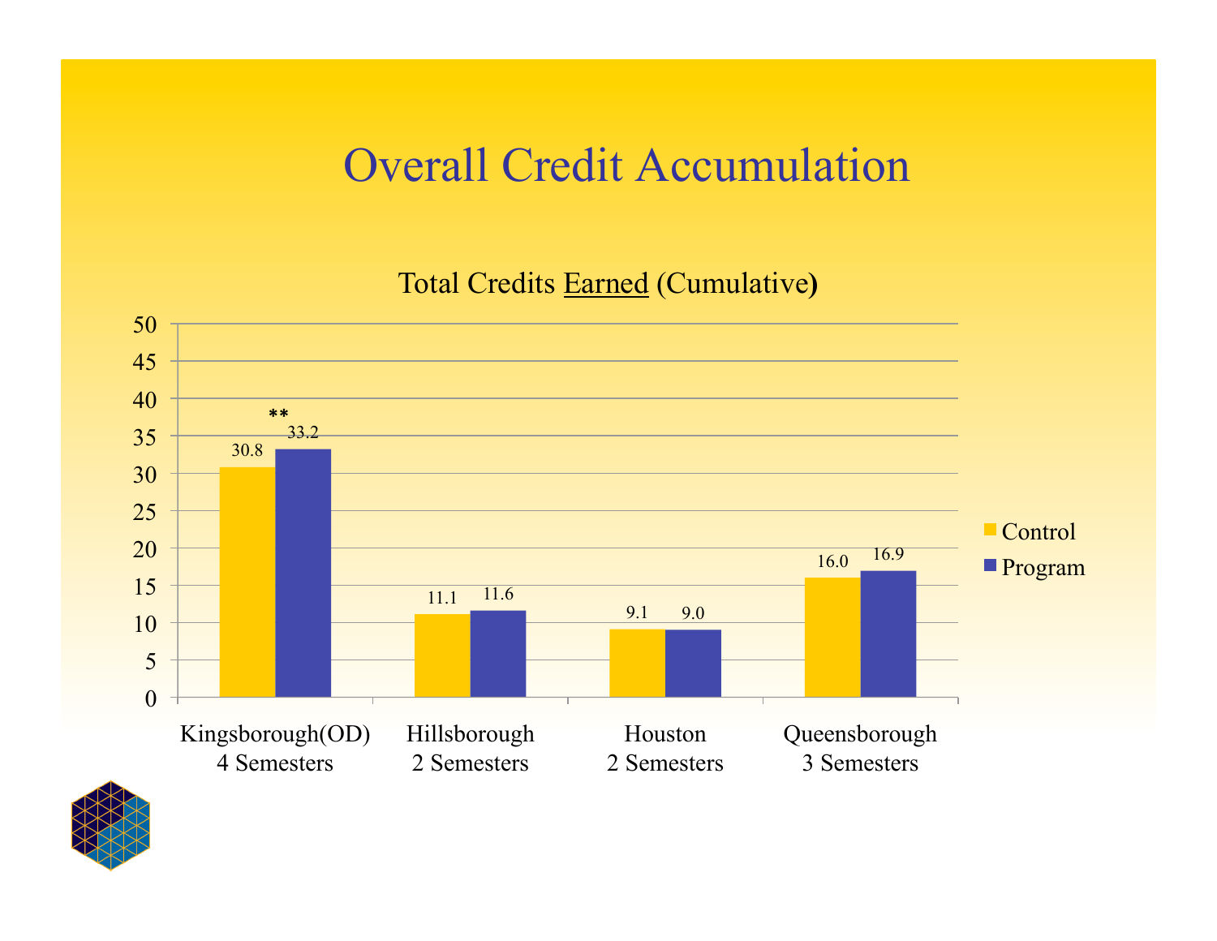# Overall Credit Accumulation

**Total Credits Earned (Cumulative)**

| | Control | Program |
|---|---|---|
| Kingsborough(OD) 4 Semesters | 30.8 | 33.2 ** |
| Hillsborough 2 Semesters | 11.1 | 11.6 |
| Houston 2 Semesters | 9.1 | 9.0 |
| Queensborough 3 Semesters | 16.0 | 16.9 |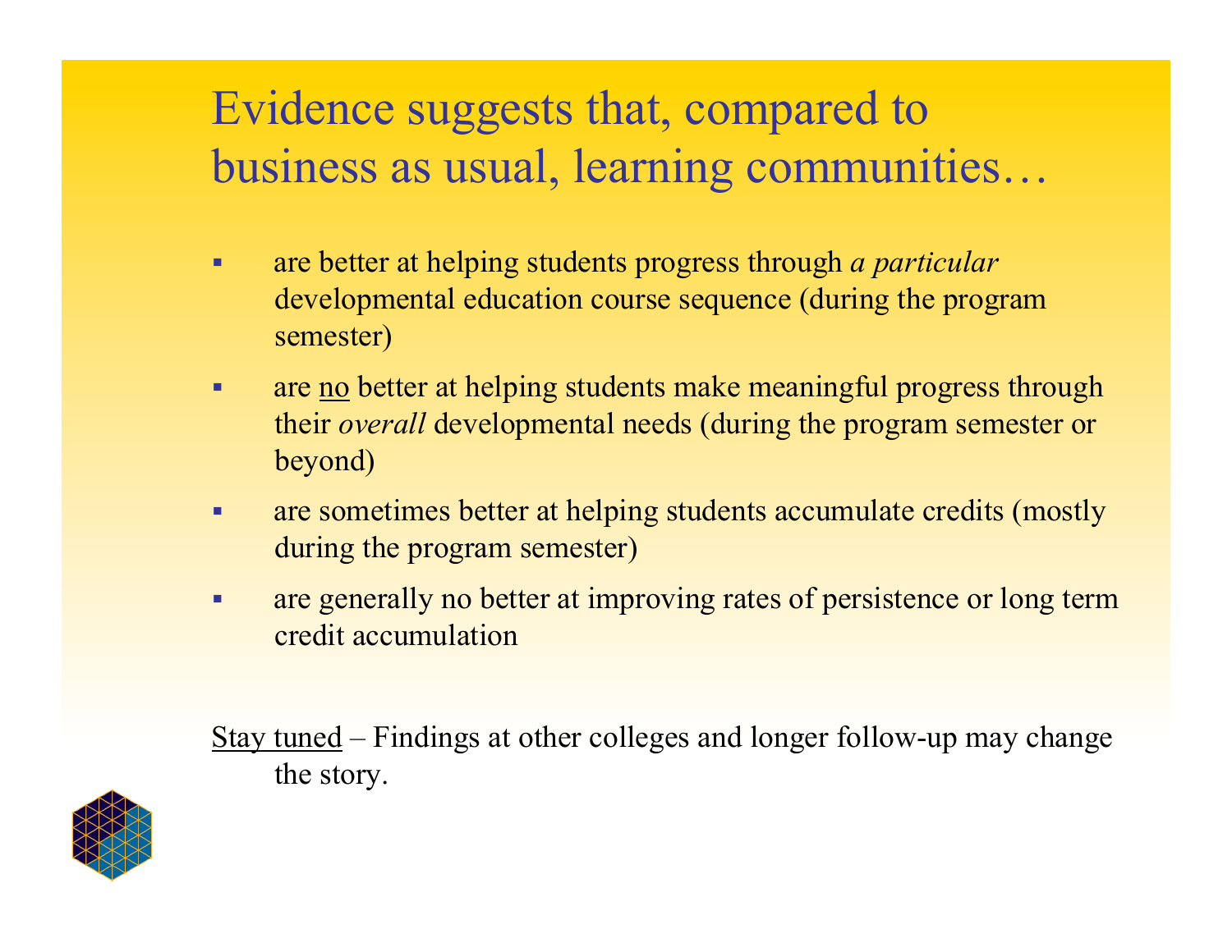# Evidence suggests that, compared to business as usual, learning communities…

- are better at helping students progress through *a particular* developmental education course sequence (during the program semester)
- are <u>no</u> better at helping students make meaningful progress through their *overall* developmental needs (during the program semester or beyond)
- are sometimes better at helping students accumulate credits (mostly during the program semester)
- are generally no better at improving rates of persistence or long term credit accumulation

<u>Stay tuned</u> – Findings at other colleges and longer follow-up may change the story.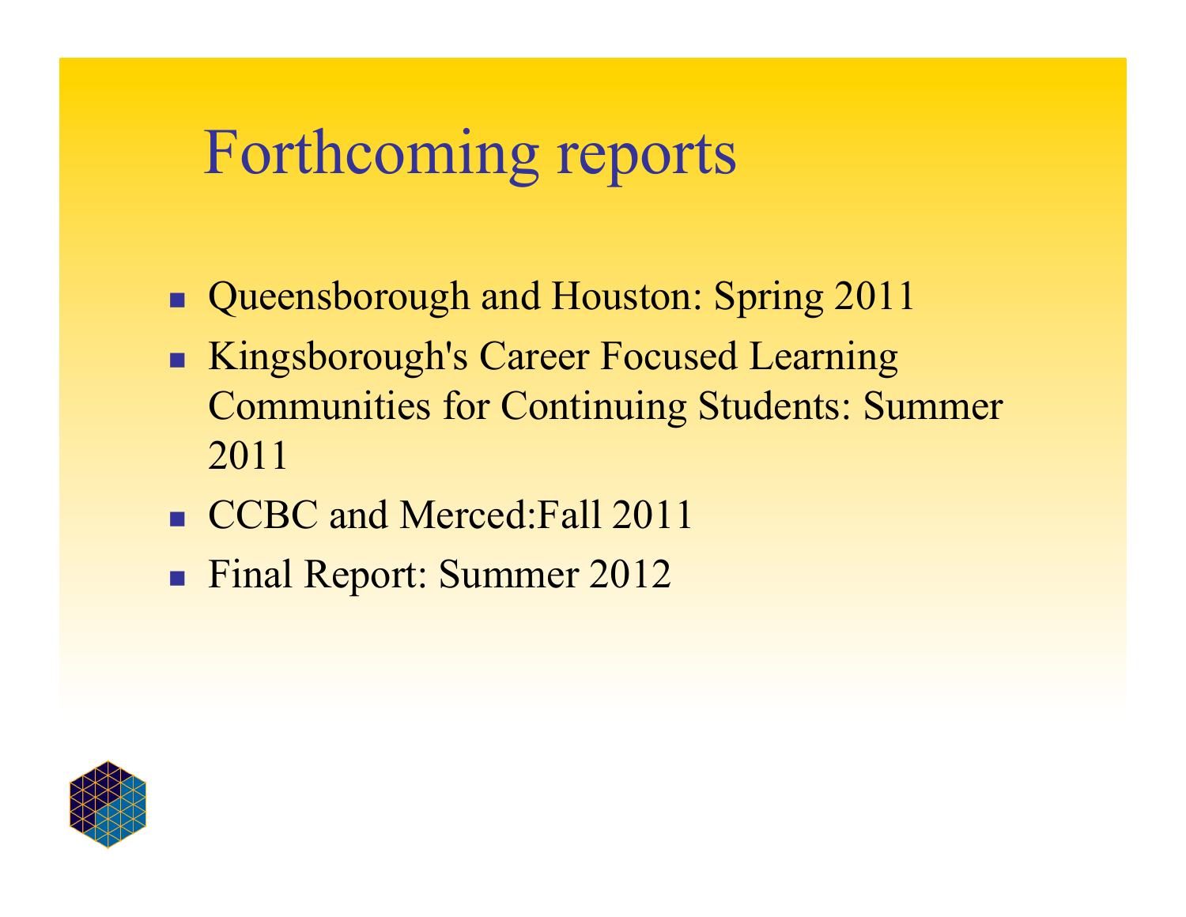# Forthcoming reports

- Queensborough and Houston: Spring 2011
- Kingsborough's Career Focused Learning Communities for Continuing Students: Summer 2011
- CCBC and Merced:Fall 2011
- Final Report: Summer 2012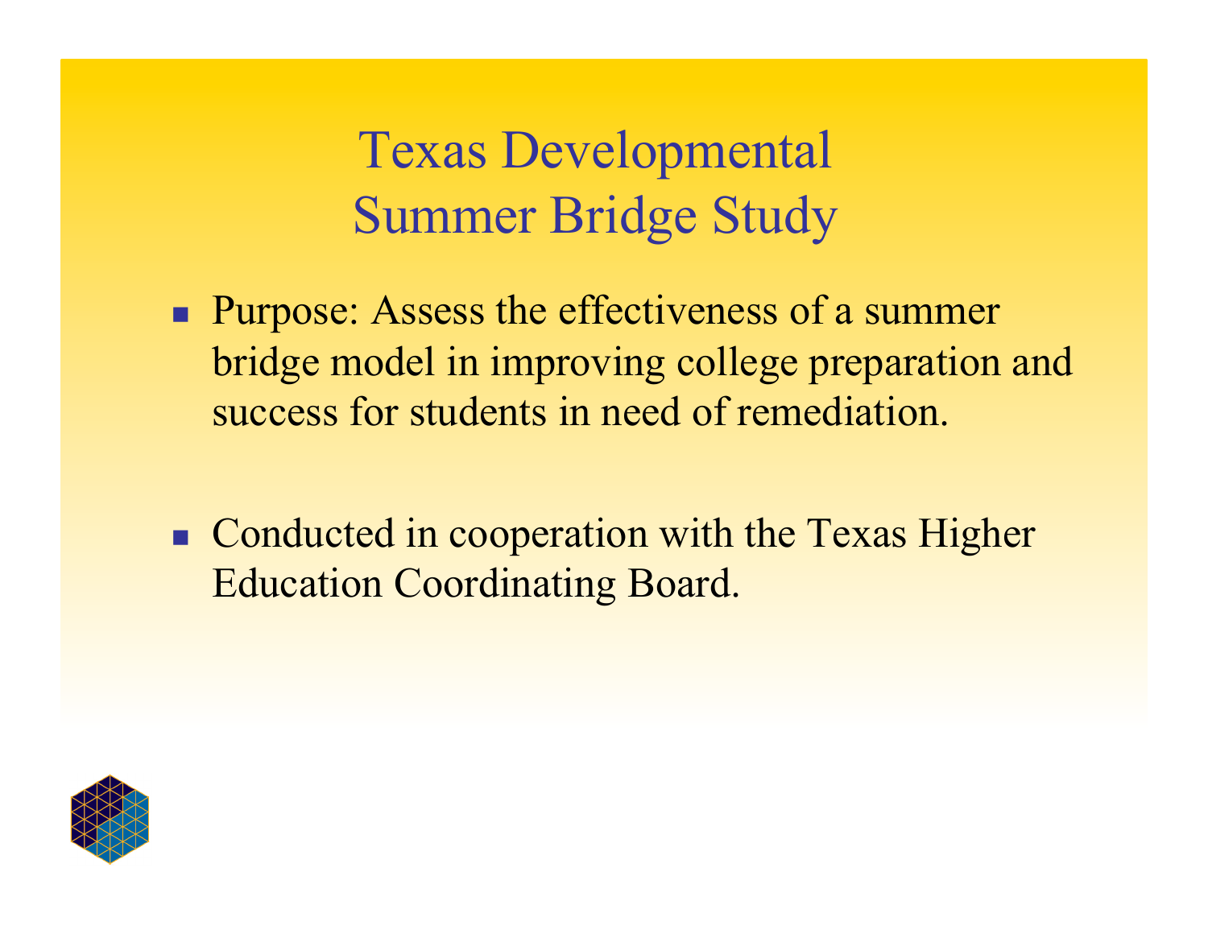# Texas Developmental Summer Bridge Study

- Purpose: Assess the effectiveness of a summer bridge model in improving college preparation and success for students in need of remediation.

- Conducted in cooperation with the Texas Higher Education Coordinating Board.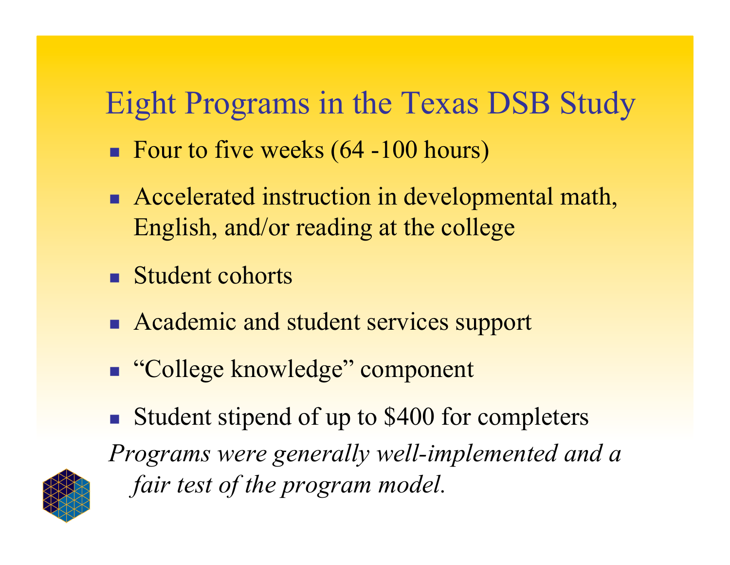# Eight Programs in the Texas DSB Study

- Four to five weeks (64 -100 hours)
- Accelerated instruction in developmental math, English, and/or reading at the college
- Student cohorts
- Academic and student services support
- "College knowledge" component
- Student stipend of up to $400 for completers

*Programs were generally well-implemented and a fair test of the program model.*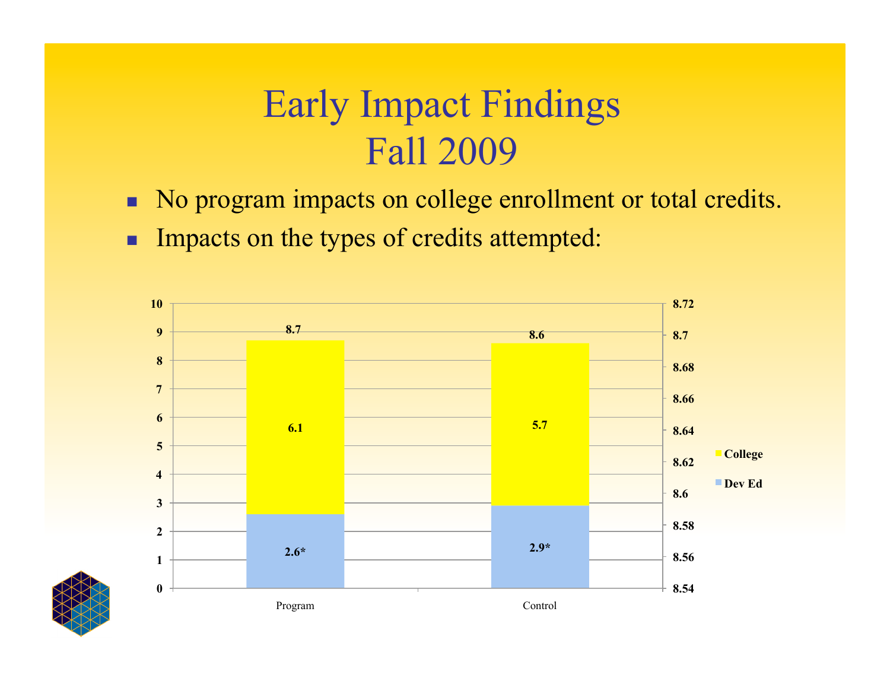# Early Impact Findings
# Fall 2009

- No program impacts on college enrollment or total credits.
- Impacts on the types of credits attempted:

| | Program | Control |
|---|---|---|
| College | 6.1 | 5.7 |
| Dev Ed | 2.6* | 2.9* |
| Total | 8.7 | 8.6 |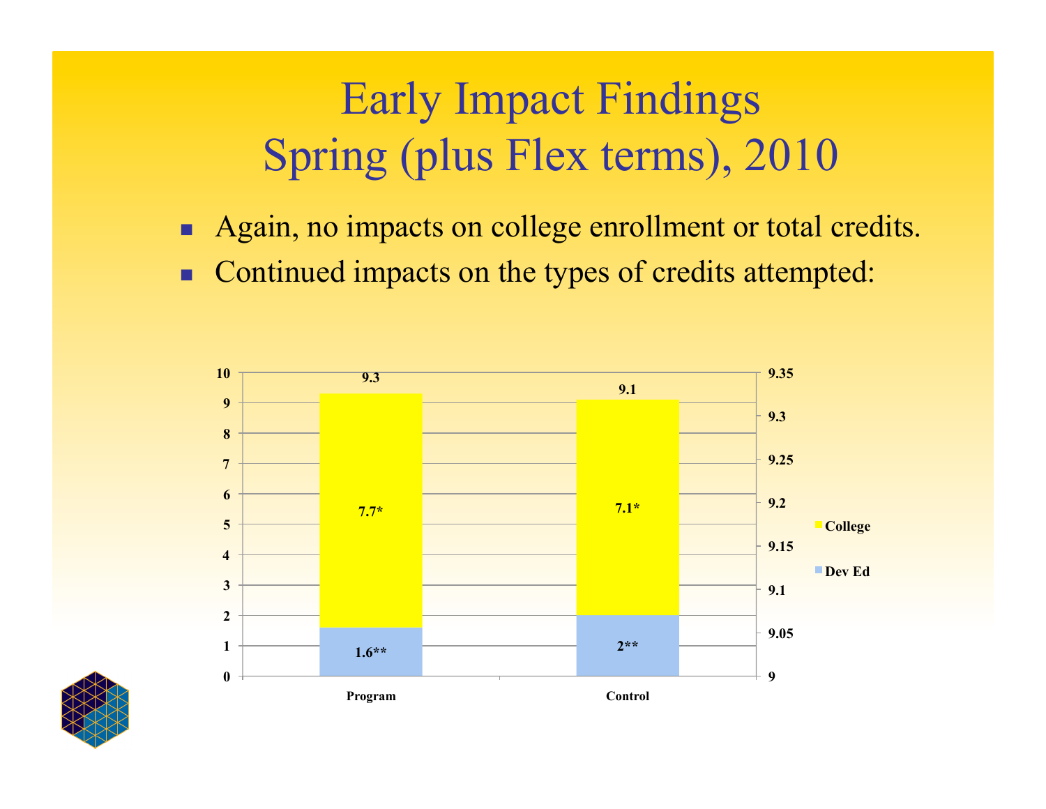# Early Impact Findings
# Spring (plus Flex terms), 2010

- Again, no impacts on college enrollment or total credits.
- Continued impacts on the types of credits attempted:

| | Program | Control |
|---|---|---|
| College | 7.7* | 7.1* |
| Dev Ed | 1.6** | 2** |
| Total | 9.3 | 9.1 |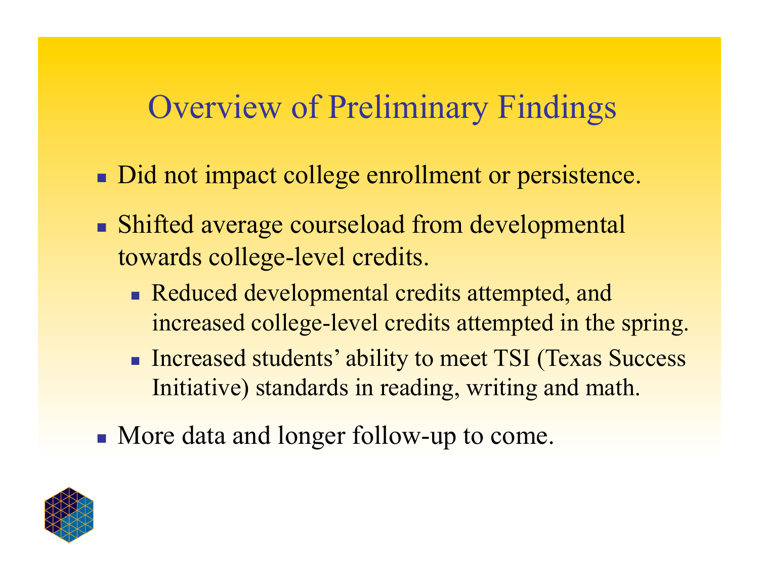# Overview of Preliminary Findings

- Did not impact college enrollment or persistence.
- Shifted average courseload from developmental towards college-level credits.
  - Reduced developmental credits attempted, and increased college-level credits attempted in the spring.
  - Increased students' ability to meet TSI (Texas Success Initiative) standards in reading, writing and math.
- More data and longer follow-up to come.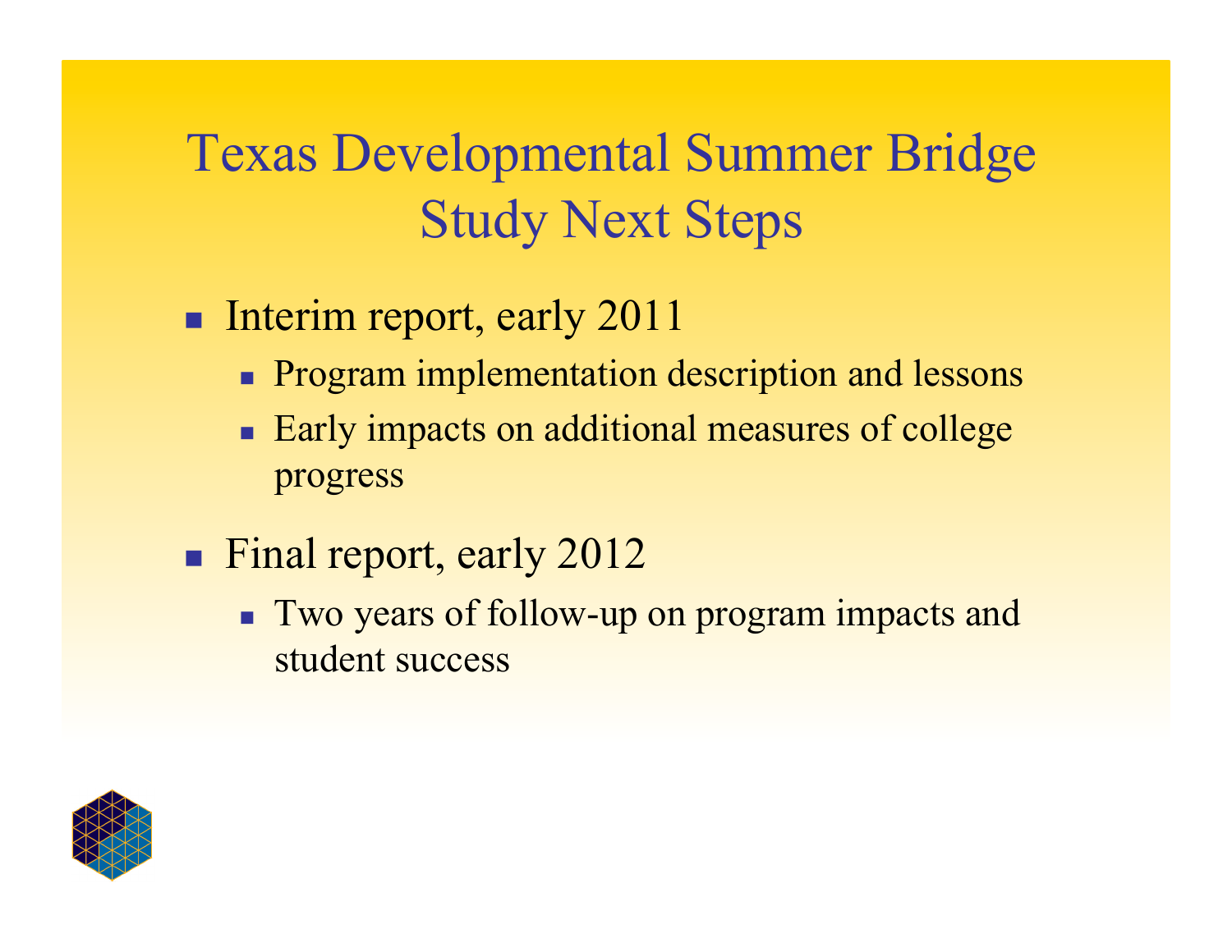# Texas Developmental Summer Bridge Study Next Steps

- Interim report, early 2011
  - Program implementation description and lessons
  - Early impacts on additional measures of college progress
- Final report, early 2012
  - Two years of follow-up on program impacts and student success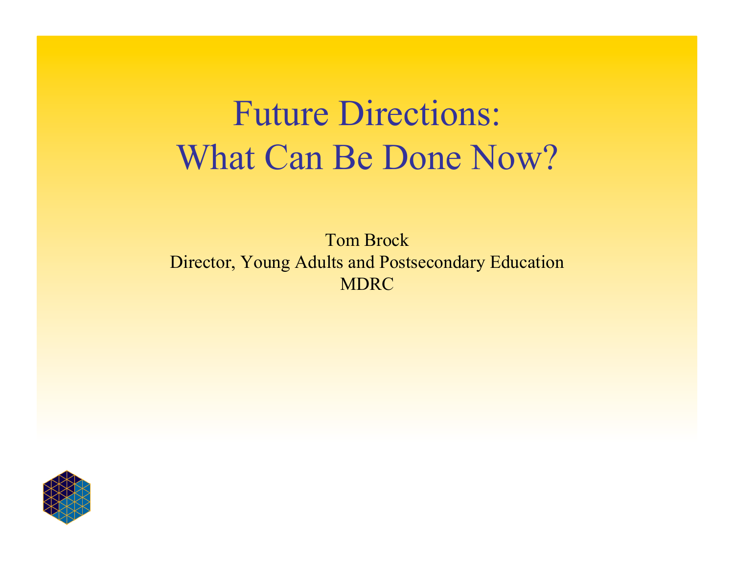# Future Directions: What Can Be Done Now?

Tom Brock
Director, Young Adults and Postsecondary Education
MDRC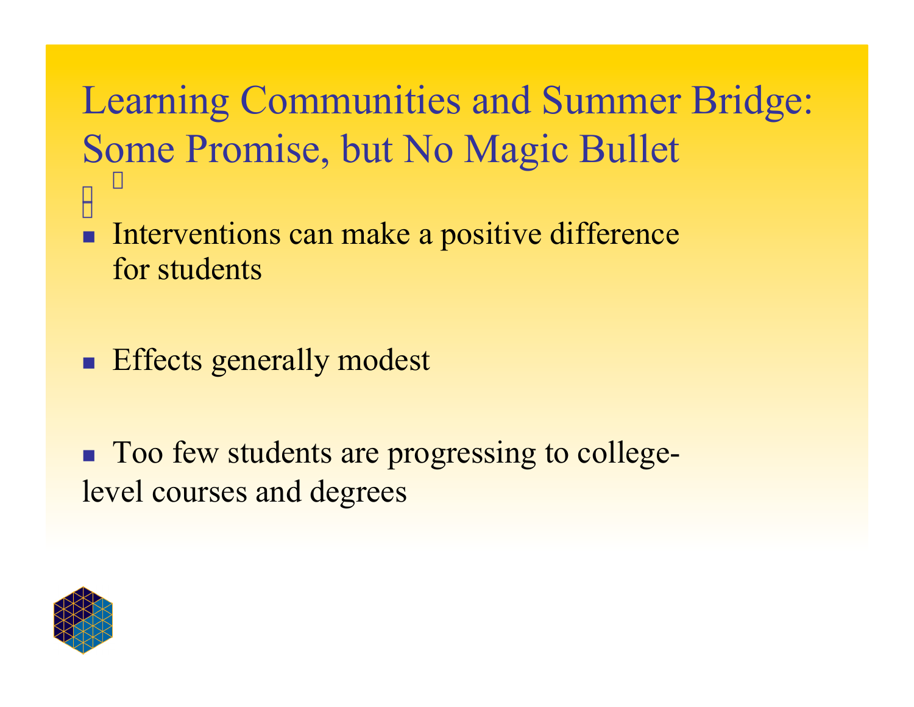# Learning Communities and Summer Bridge: Some Promise, but No Magic Bullet

- Interventions can make a positive difference for students
- Effects generally modest
- Too few students are progressing to college-level courses and degrees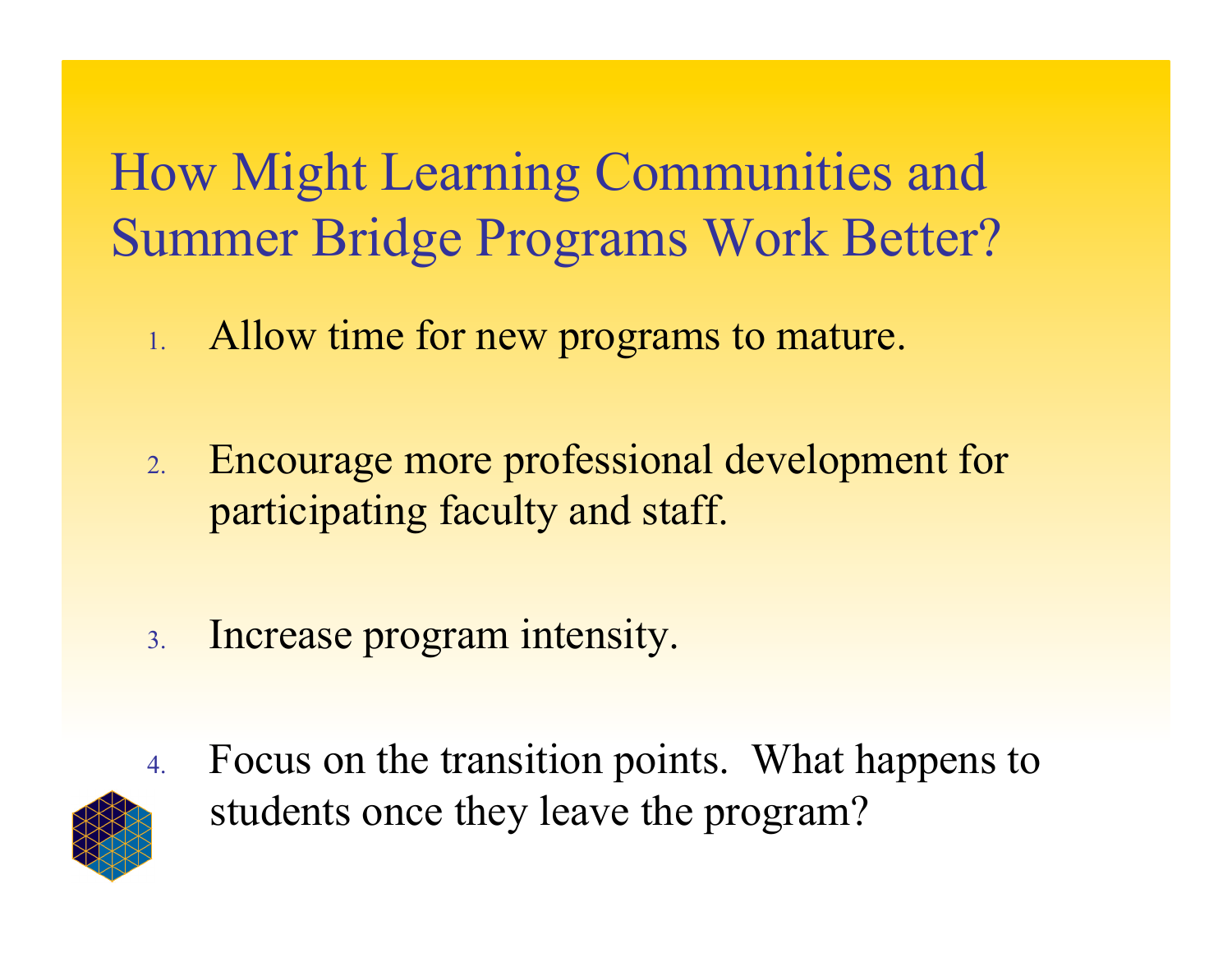# How Might Learning Communities and Summer Bridge Programs Work Better?

1. Allow time for new programs to mature.

2. Encourage more professional development for participating faculty and staff.

3. Increase program intensity.

4. Focus on the transition points. What happens to students once they leave the program?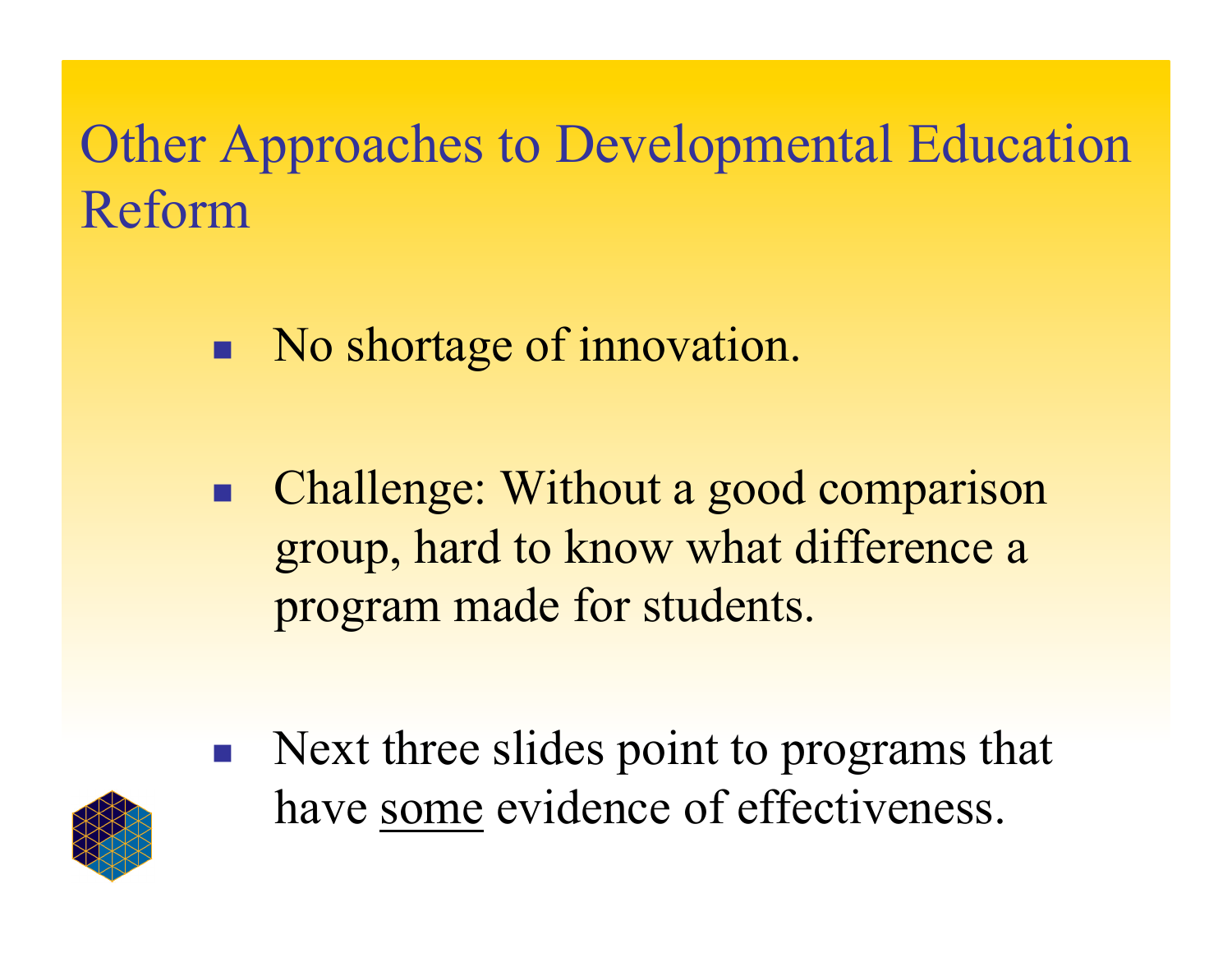# Other Approaches to Developmental Education Reform

- No shortage of innovation.
- Challenge: Without a good comparison group, hard to know what difference a program made for students.
- Next three slides point to programs that have <u>some</u> evidence of effectiveness.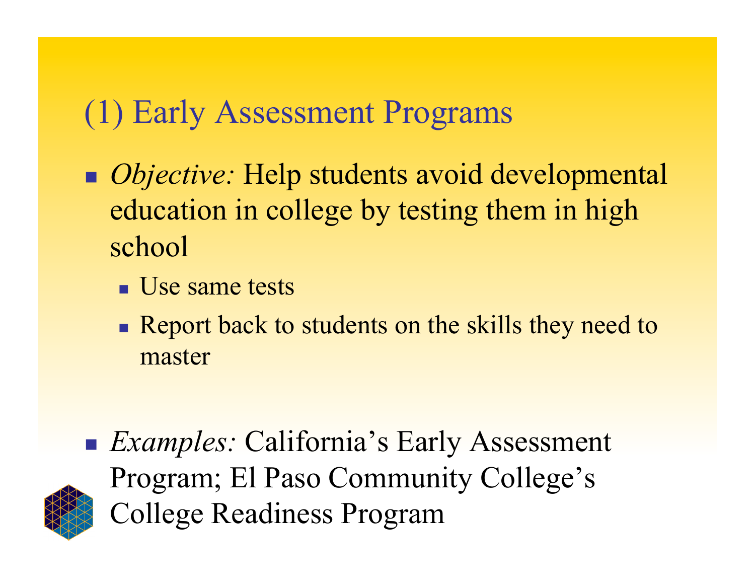# (1) Early Assessment Programs

- *Objective:* Help students avoid developmental education in college by testing them in high school
  - Use same tests
  - Report back to students on the skills they need to master

- *Examples:* California's Early Assessment Program; El Paso Community College's College Readiness Program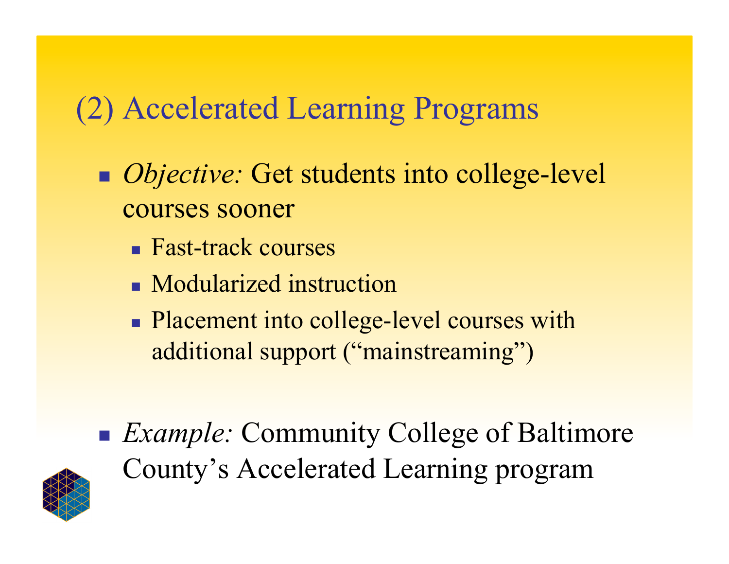## (2) Accelerated Learning Programs

- *Objective:* Get students into college-level courses sooner
  - Fast-track courses
  - Modularized instruction
  - Placement into college-level courses with additional support ("mainstreaming")

- *Example:* Community College of Baltimore County's Accelerated Learning program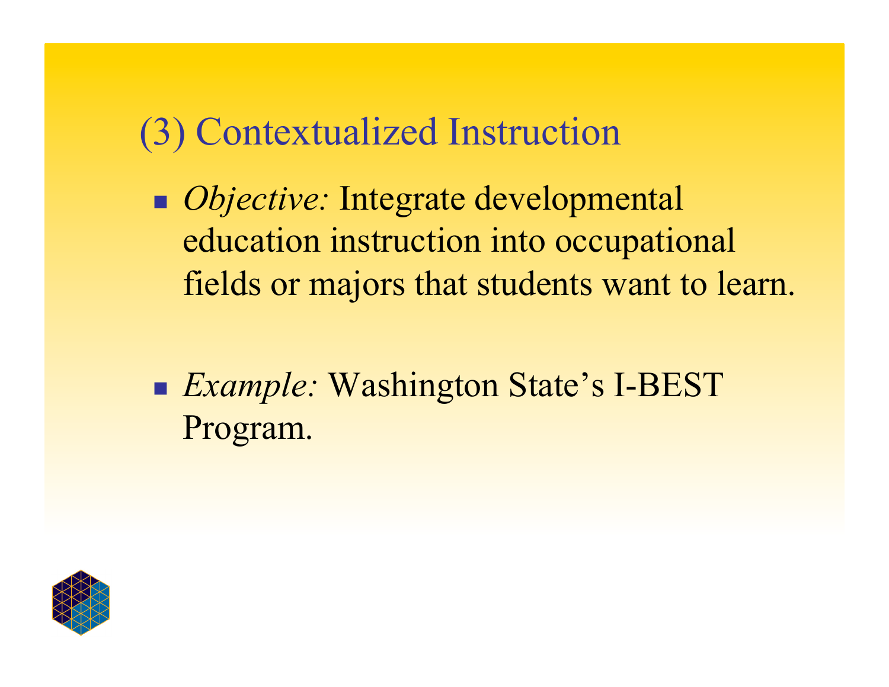## (3) Contextualized Instruction

- *Objective:* Integrate developmental education instruction into occupational fields or majors that students want to learn.

- *Example:* Washington State's I-BEST Program.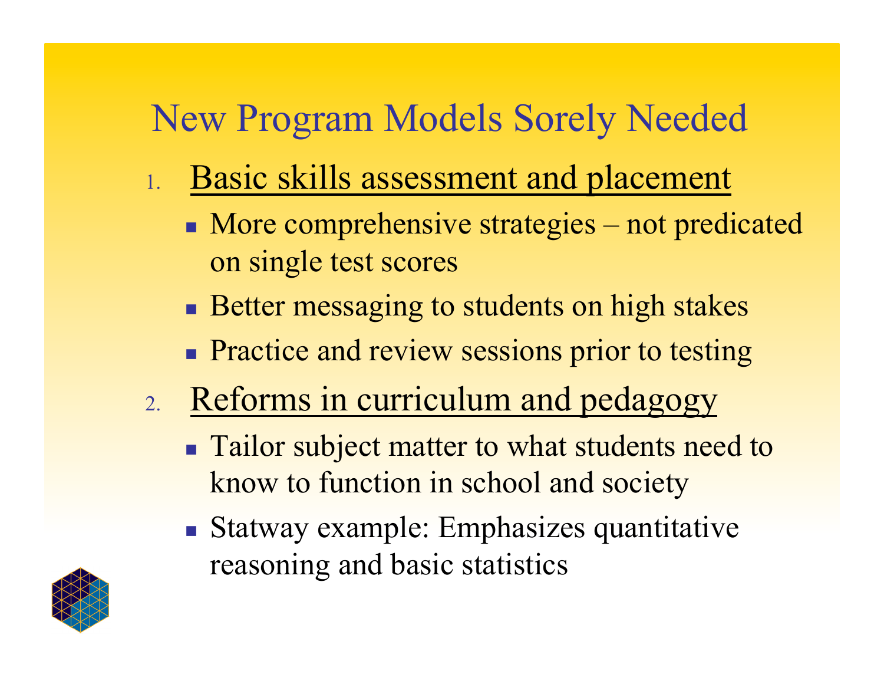# New Program Models Sorely Needed

1. <u>Basic skills assessment and placement</u>
   - More comprehensive strategies – not predicated on single test scores
   - Better messaging to students on high stakes
   - Practice and review sessions prior to testing
2. <u>Reforms in curriculum and pedagogy</u>
   - Tailor subject matter to what students need to know to function in school and society
   - Statway example: Emphasizes quantitative reasoning and basic statistics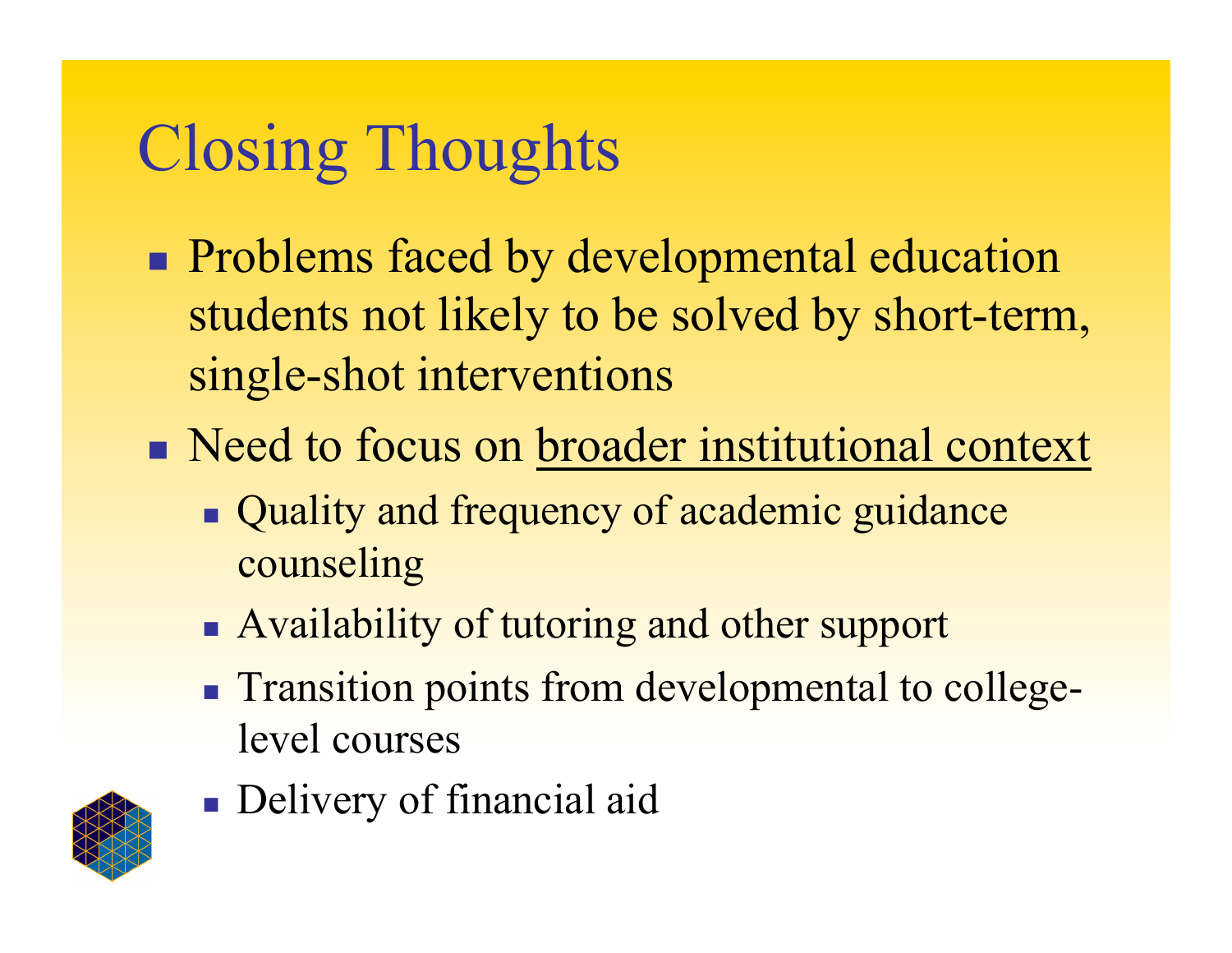# Closing Thoughts

- Problems faced by developmental education students not likely to be solved by short-term, single-shot interventions
- Need to focus on <u>broader institutional context</u>
  - Quality and frequency of academic guidance counseling
  - Availability of tutoring and other support
  - Transition points from developmental to college-level courses
  - Delivery of financial aid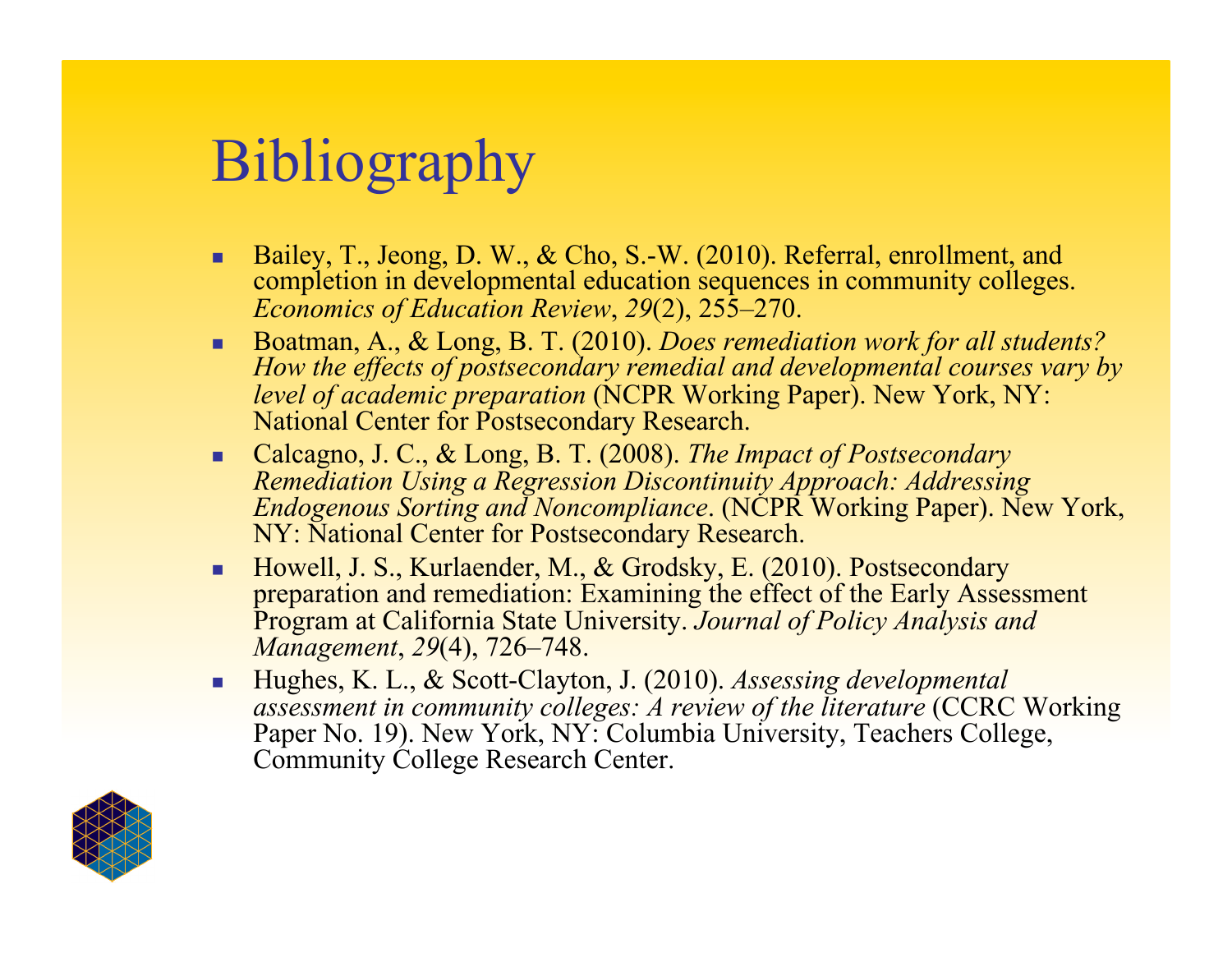# Bibliography

- Bailey, T., Jeong, D. W., & Cho, S.-W. (2010). Referral, enrollment, and completion in developmental education sequences in community colleges. *Economics of Education Review*, *29*(2), 255–270.
- Boatman, A., & Long, B. T. (2010). *Does remediation work for all students? How the effects of postsecondary remedial and developmental courses vary by level of academic preparation* (NCPR Working Paper). New York, NY: National Center for Postsecondary Research.
- Calcagno, J. C., & Long, B. T. (2008). *The Impact of Postsecondary Remediation Using a Regression Discontinuity Approach: Addressing Endogenous Sorting and Noncompliance*. (NCPR Working Paper). New York, NY: National Center for Postsecondary Research.
- Howell, J. S., Kurlaender, M., & Grodsky, E. (2010). Postsecondary preparation and remediation: Examining the effect of the Early Assessment Program at California State University. *Journal of Policy Analysis and Management*, *29*(4), 726–748.
- Hughes, K. L., & Scott-Clayton, J. (2010). *Assessing developmental assessment in community colleges: A review of the literature* (CCRC Working Paper No. 19). New York, NY: Columbia University, Teachers College, Community College Research Center.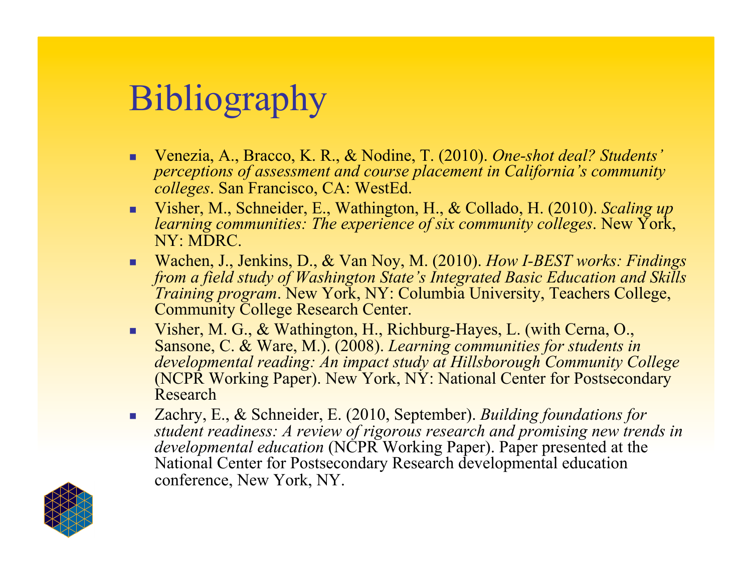# Bibliography

- Venezia, A., Bracco, K. R., & Nodine, T. (2010). *One-shot deal? Students' perceptions of assessment and course placement in California's community colleges*. San Francisco, CA: WestEd.
- Visher, M., Schneider, E., Wathington, H., & Collado, H. (2010). *Scaling up learning communities: The experience of six community colleges*. New York, NY: MDRC.
- Wachen, J., Jenkins, D., & Van Noy, M. (2010). *How I-BEST works: Findings from a field study of Washington State's Integrated Basic Education and Skills Training program*. New York, NY: Columbia University, Teachers College, Community College Research Center.
- Visher, M. G., & Wathington, H., Richburg-Hayes, L. (with Cerna, O., Sansone, C. & Ware, M.). (2008). *Learning communities for students in developmental reading: An impact study at Hillsborough Community College* (NCPR Working Paper). New York, NY: National Center for Postsecondary Research
- Zachry, E., & Schneider, E. (2010, September). *Building foundations for student readiness: A review of rigorous research and promising new trends in developmental education* (NCPR Working Paper). Paper presented at the National Center for Postsecondary Research developmental education conference, New York, NY.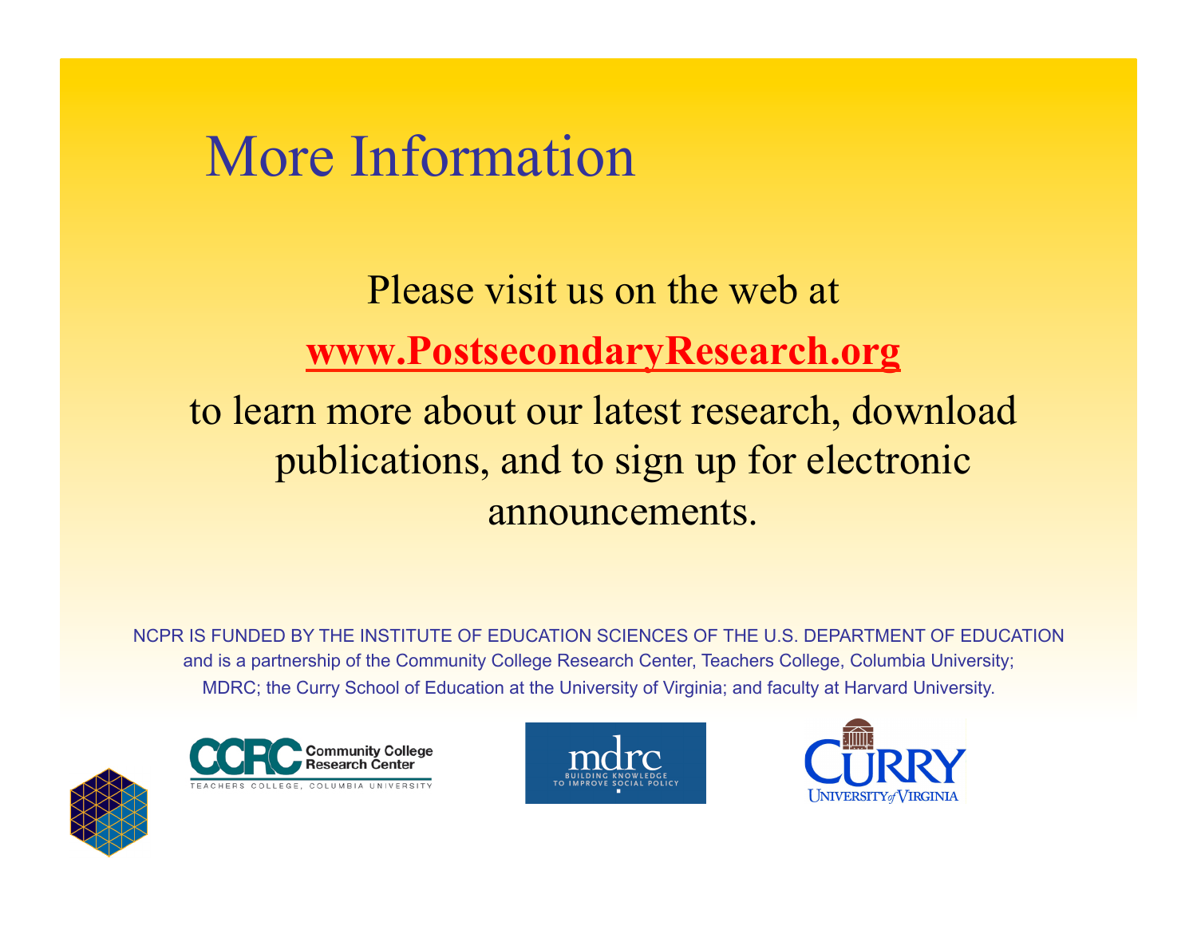# More Information

Please visit us on the web at

**www.PostsecondaryResearch.org**

to learn more about our latest research, download publications, and to sign up for electronic announcements.

NCPR IS FUNDED BY THE INSTITUTE OF EDUCATION SCIENCES OF THE U.S. DEPARTMENT OF EDUCATION and is a partnership of the Community College Research Center, Teachers College, Columbia University; MDRC; the Curry School of Education at the University of Virginia; and faculty at Harvard University.

CCRC Community College Research Center
TEACHERS COLLEGE, COLUMBIA UNIVERSITY

mdrc
BUILDING KNOWLEDGE TO IMPROVE SOCIAL POLICY

CURRY
UNIVERSITY of VIRGINIA